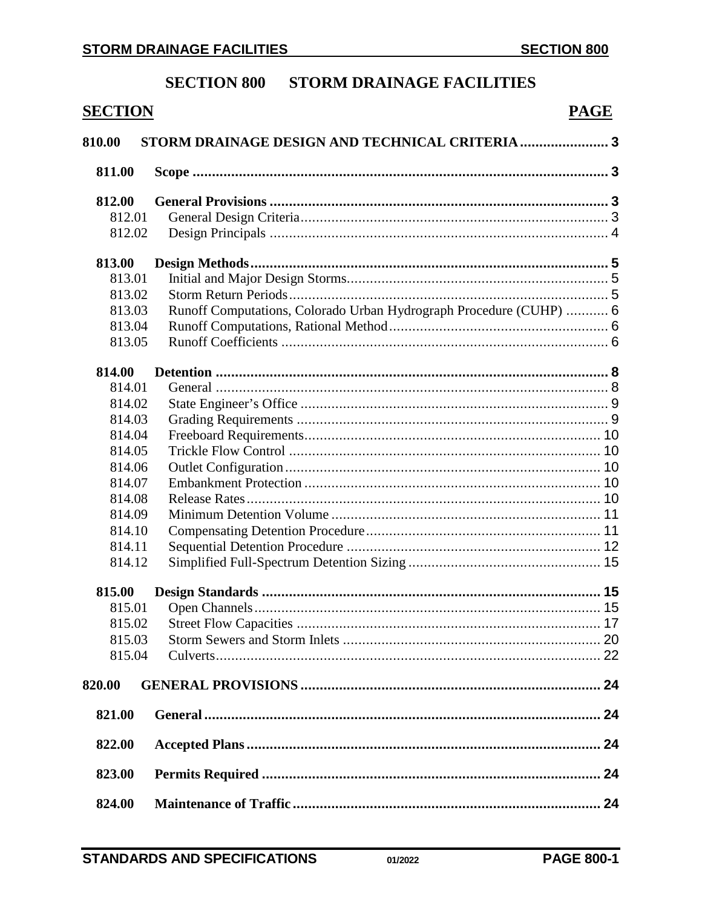# SECTION 800 STORM DRAINAGE FACILITIES

| SECTION | | PAGE |
|---|---|---|
| **810.00** | **STORM DRAINAGE DESIGN AND TECHNICAL CRITERIA** | **3** |
| **811.00** | **Scope** | **3** |
| **812.00** | **General Provisions** | **3** |
| 812.01 | General Design Criteria | 3 |
| 812.02 | Design Principals | 4 |
| **813.00** | **Design Methods** | **5** |
| 813.01 | Initial and Major Design Storms | 5 |
| 813.02 | Storm Return Periods | 5 |
| 813.03 | Runoff Computations, Colorado Urban Hydrograph Procedure (CUHP) | 6 |
| 813.04 | Runoff Computations, Rational Method | 6 |
| 813.05 | Runoff Coefficients | 6 |
| **814.00** | **Detention** | **8** |
| 814.01 | General | 8 |
| 814.02 | State Engineer's Office | 9 |
| 814.03 | Grading Requirements | 9 |
| 814.04 | Freeboard Requirements | 10 |
| 814.05 | Trickle Flow Control | 10 |
| 814.06 | Outlet Configuration | 10 |
| 814.07 | Embankment Protection | 10 |
| 814.08 | Release Rates | 10 |
| 814.09 | Minimum Detention Volume | 11 |
| 814.10 | Compensating Detention Procedure | 11 |
| 814.11 | Sequential Detention Procedure | 12 |
| 814.12 | Simplified Full-Spectrum Detention Sizing | 15 |
| **815.00** | **Design Standards** | **15** |
| 815.01 | Open Channels | 15 |
| 815.02 | Street Flow Capacities | 17 |
| 815.03 | Storm Sewers and Storm Inlets | 20 |
| 815.04 | Culverts | 22 |
| **820.00** | **GENERAL PROVISIONS** | **24** |
| **821.00** | **General** | **24** |
| **822.00** | **Accepted Plans** | **24** |
| **823.00** | **Permits Required** | **24** |
| **824.00** | **Maintenance of Traffic** | **24** |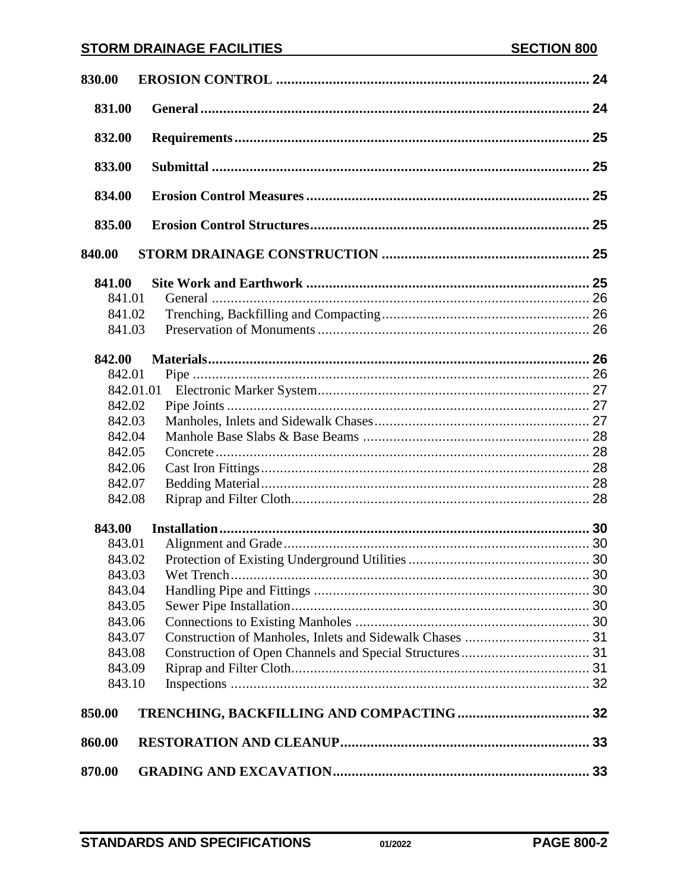| | | |
|---|---|---|
| **830.00** | **EROSION CONTROL** | **24** |
| **831.00** | **General** | **24** |
| **832.00** | **Requirements** | **25** |
| **833.00** | **Submittal** | **25** |
| **834.00** | **Erosion Control Measures** | **25** |
| **835.00** | **Erosion Control Structures** | **25** |
| **840.00** | **STORM DRAINAGE CONSTRUCTION** | **25** |
| **841.00** | **Site Work and Earthwork** | **25** |
| 841.01 | General | 26 |
| 841.02 | Trenching, Backfilling and Compacting | 26 |
| 841.03 | Preservation of Monuments | 26 |
| **842.00** | **Materials** | **26** |
| 842.01 | Pipe | 26 |
| 842.01.01 | Electronic Marker System | 27 |
| 842.02 | Pipe Joints | 27 |
| 842.03 | Manholes, Inlets and Sidewalk Chases | 27 |
| 842.04 | Manhole Base Slabs & Base Beams | 28 |
| 842.05 | Concrete | 28 |
| 842.06 | Cast Iron Fittings | 28 |
| 842.07 | Bedding Material | 28 |
| 842.08 | Riprap and Filter Cloth | 28 |
| **843.00** | **Installation** | **30** |
| 843.01 | Alignment and Grade | 30 |
| 843.02 | Protection of Existing Underground Utilities | 30 |
| 843.03 | Wet Trench | 30 |
| 843.04 | Handling Pipe and Fittings | 30 |
| 843.05 | Sewer Pipe Installation | 30 |
| 843.06 | Connections to Existing Manholes | 30 |
| 843.07 | Construction of Manholes, Inlets and Sidewalk Chases | 31 |
| 843.08 | Construction of Open Channels and Special Structures | 31 |
| 843.09 | Riprap and Filter Cloth | 31 |
| 843.10 | Inspections | 32 |
| **850.00** | **TRENCHING, BACKFILLING AND COMPACTING** | **32** |
| **860.00** | **RESTORATION AND CLEANUP** | **33** |
| **870.00** | **GRADING AND EXCAVATION** | **33** |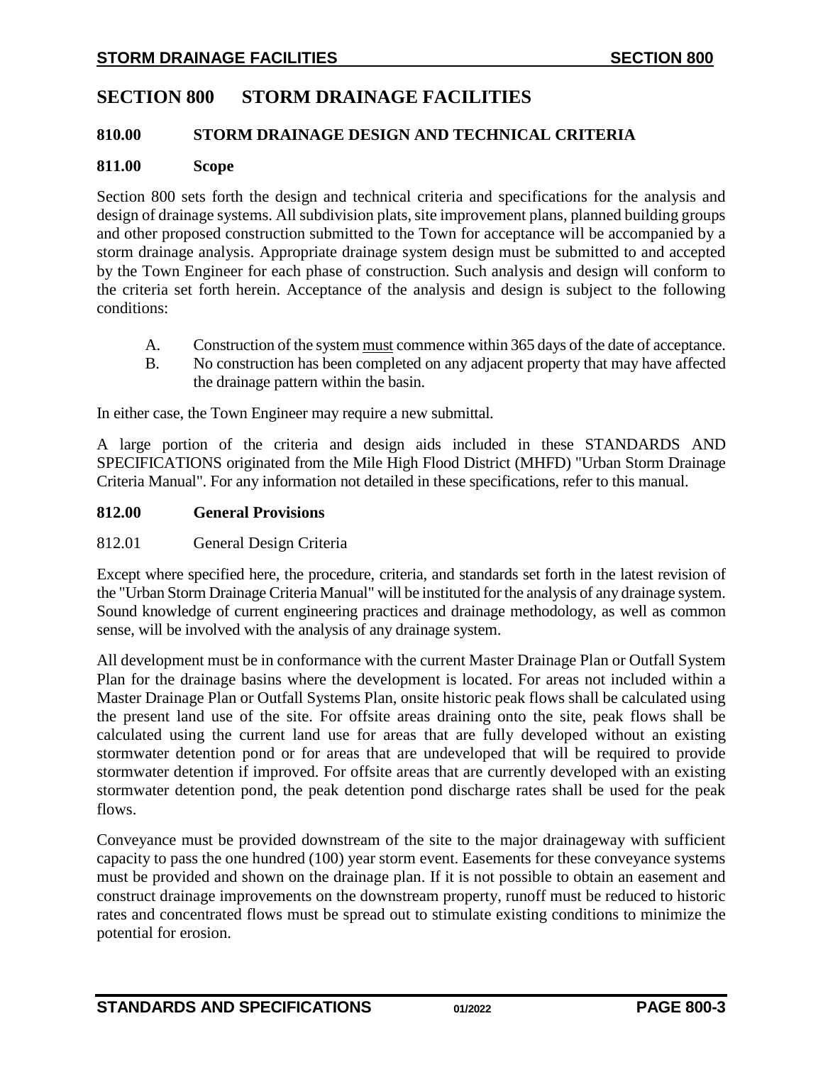# SECTION 800 STORM DRAINAGE FACILITIES

## 810.00 STORM DRAINAGE DESIGN AND TECHNICAL CRITERIA

### 811.00 Scope

Section 800 sets forth the design and technical criteria and specifications for the analysis and design of drainage systems. All subdivision plats, site improvement plans, planned building groups and other proposed construction submitted to the Town for acceptance will be accompanied by a storm drainage analysis. Appropriate drainage system design must be submitted to and accepted by the Town Engineer for each phase of construction. Such analysis and design will conform to the criteria set forth herein. Acceptance of the analysis and design is subject to the following conditions:

A. Construction of the system must commence within 365 days of the date of acceptance.
B. No construction has been completed on any adjacent property that may have affected the drainage pattern within the basin.

In either case, the Town Engineer may require a new submittal.

A large portion of the criteria and design aids included in these STANDARDS AND SPECIFICATIONS originated from the Mile High Flood District (MHFD) "Urban Storm Drainage Criteria Manual". For any information not detailed in these specifications, refer to this manual.

### 812.00 General Provisions

812.01 General Design Criteria

Except where specified here, the procedure, criteria, and standards set forth in the latest revision of the "Urban Storm Drainage Criteria Manual" will be instituted for the analysis of any drainage system. Sound knowledge of current engineering practices and drainage methodology, as well as common sense, will be involved with the analysis of any drainage system.

All development must be in conformance with the current Master Drainage Plan or Outfall System Plan for the drainage basins where the development is located. For areas not included within a Master Drainage Plan or Outfall Systems Plan, onsite historic peak flows shall be calculated using the present land use of the site. For offsite areas draining onto the site, peak flows shall be calculated using the current land use for areas that are fully developed without an existing stormwater detention pond or for areas that are undeveloped that will be required to provide stormwater detention if improved. For offsite areas that are currently developed with an existing stormwater detention pond, the peak detention pond discharge rates shall be used for the peak flows.

Conveyance must be provided downstream of the site to the major drainageway with sufficient capacity to pass the one hundred (100) year storm event. Easements for these conveyance systems must be provided and shown on the drainage plan. If it is not possible to obtain an easement and construct drainage improvements on the downstream property, runoff must be reduced to historic rates and concentrated flows must be spread out to stimulate existing conditions to minimize the potential for erosion.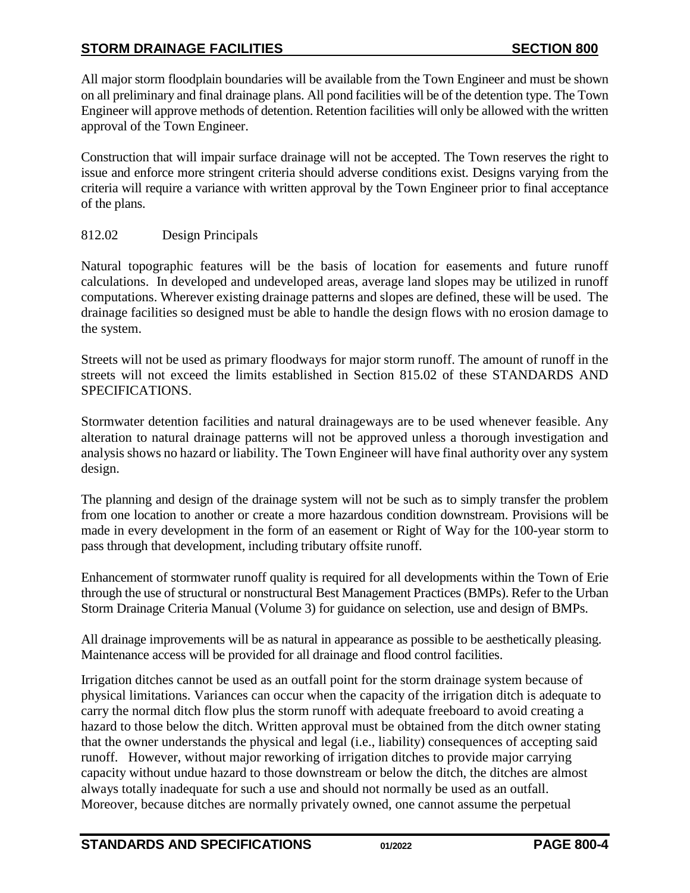All major storm floodplain boundaries will be available from the Town Engineer and must be shown on all preliminary and final drainage plans. All pond facilities will be of the detention type. The Town Engineer will approve methods of detention. Retention facilities will only be allowed with the written approval of the Town Engineer.

Construction that will impair surface drainage will not be accepted. The Town reserves the right to issue and enforce more stringent criteria should adverse conditions exist. Designs varying from the criteria will require a variance with written approval by the Town Engineer prior to final acceptance of the plans.

812.02 Design Principals

Natural topographic features will be the basis of location for easements and future runoff calculations. In developed and undeveloped areas, average land slopes may be utilized in runoff computations. Wherever existing drainage patterns and slopes are defined, these will be used. The drainage facilities so designed must be able to handle the design flows with no erosion damage to the system.

Streets will not be used as primary floodways for major storm runoff. The amount of runoff in the streets will not exceed the limits established in Section 815.02 of these STANDARDS AND SPECIFICATIONS.

Stormwater detention facilities and natural drainageways are to be used whenever feasible. Any alteration to natural drainage patterns will not be approved unless a thorough investigation and analysis shows no hazard or liability. The Town Engineer will have final authority over any system design.

The planning and design of the drainage system will not be such as to simply transfer the problem from one location to another or create a more hazardous condition downstream. Provisions will be made in every development in the form of an easement or Right of Way for the 100-year storm to pass through that development, including tributary offsite runoff.

Enhancement of stormwater runoff quality is required for all developments within the Town of Erie through the use of structural or nonstructural Best Management Practices (BMPs). Refer to the Urban Storm Drainage Criteria Manual (Volume 3) for guidance on selection, use and design of BMPs.

All drainage improvements will be as natural in appearance as possible to be aesthetically pleasing. Maintenance access will be provided for all drainage and flood control facilities.

Irrigation ditches cannot be used as an outfall point for the storm drainage system because of physical limitations. Variances can occur when the capacity of the irrigation ditch is adequate to carry the normal ditch flow plus the storm runoff with adequate freeboard to avoid creating a hazard to those below the ditch. Written approval must be obtained from the ditch owner stating that the owner understands the physical and legal (i.e., liability) consequences of accepting said runoff. However, without major reworking of irrigation ditches to provide major carrying capacity without undue hazard to those downstream or below the ditch, the ditches are almost always totally inadequate for such a use and should not normally be used as an outfall. Moreover, because ditches are normally privately owned, one cannot assume the perpetual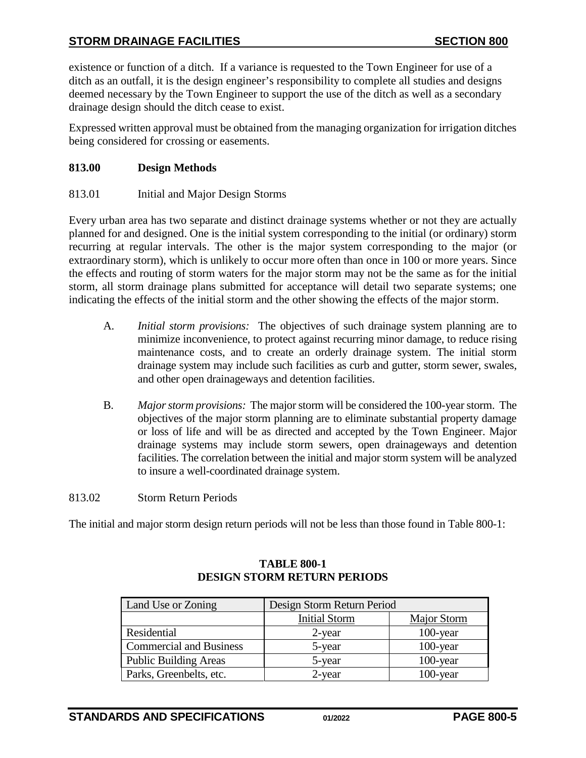existence or function of a ditch. If a variance is requested to the Town Engineer for use of a ditch as an outfall, it is the design engineer's responsibility to complete all studies and designs deemed necessary by the Town Engineer to support the use of the ditch as well as a secondary drainage design should the ditch cease to exist.

Expressed written approval must be obtained from the managing organization for irrigation ditches being considered for crossing or easements.

## 813.00 Design Methods

### 813.01 Initial and Major Design Storms

Every urban area has two separate and distinct drainage systems whether or not they are actually planned for and designed. One is the initial system corresponding to the initial (or ordinary) storm recurring at regular intervals. The other is the major system corresponding to the major (or extraordinary storm), which is unlikely to occur more often than once in 100 or more years. Since the effects and routing of storm waters for the major storm may not be the same as for the initial storm, all storm drainage plans submitted for acceptance will detail two separate systems; one indicating the effects of the initial storm and the other showing the effects of the major storm.

A. *Initial storm provisions:* The objectives of such drainage system planning are to minimize inconvenience, to protect against recurring minor damage, to reduce rising maintenance costs, and to create an orderly drainage system. The initial storm drainage system may include such facilities as curb and gutter, storm sewer, swales, and other open drainageways and detention facilities.

B. *Major storm provisions:* The major storm will be considered the 100-year storm. The objectives of the major storm planning are to eliminate substantial property damage or loss of life and will be as directed and accepted by the Town Engineer. Major drainage systems may include storm sewers, open drainageways and detention facilities. The correlation between the initial and major storm system will be analyzed to insure a well-coordinated drainage system.

### 813.02 Storm Return Periods

The initial and major storm design return periods will not be less than those found in Table 800-1:

**TABLE 800-1**
**DESIGN STORM RETURN PERIODS**

| Land Use or Zoning | Design Storm Return Period | |
|---|---|---|
| | Initial Storm | Major Storm |
| Residential | 2-year | 100-year |
| Commercial and Business | 5-year | 100-year |
| Public Building Areas | 5-year | 100-year |
| Parks, Greenbelts, etc. | 2-year | 100-year |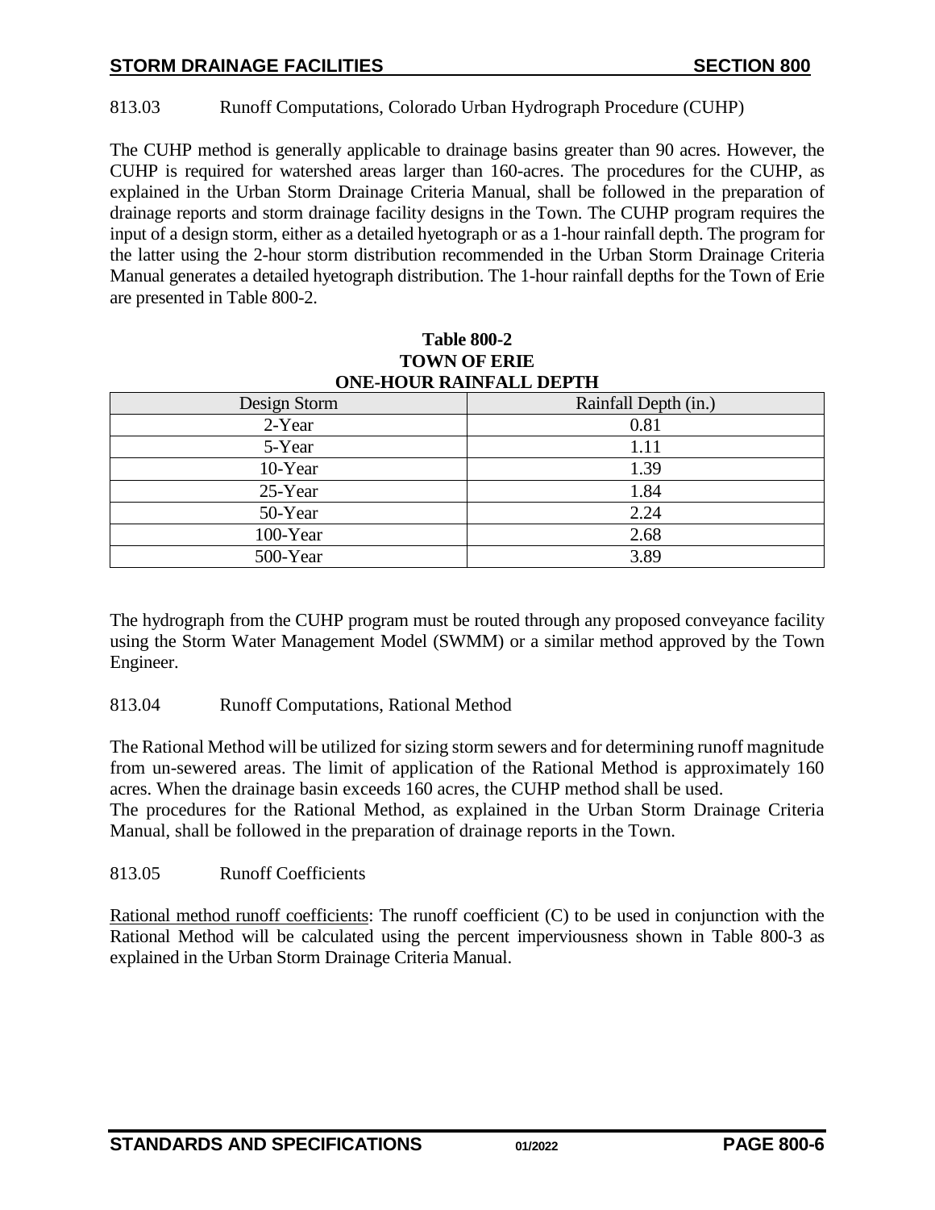813.03 Runoff Computations, Colorado Urban Hydrograph Procedure (CUHP)

The CUHP method is generally applicable to drainage basins greater than 90 acres. However, the CUHP is required for watershed areas larger than 160-acres. The procedures for the CUHP, as explained in the Urban Storm Drainage Criteria Manual, shall be followed in the preparation of drainage reports and storm drainage facility designs in the Town. The CUHP program requires the input of a design storm, either as a detailed hyetograph or as a 1-hour rainfall depth. The program for the latter using the 2-hour storm distribution recommended in the Urban Storm Drainage Criteria Manual generates a detailed hyetograph distribution. The 1-hour rainfall depths for the Town of Erie are presented in Table 800-2.

**Table 800-2**
**TOWN OF ERIE**
**ONE-HOUR RAINFALL DEPTH**

| Design Storm | Rainfall Depth (in.) |
|---|---|
| 2-Year | 0.81 |
| 5-Year | 1.11 |
| 10-Year | 1.39 |
| 25-Year | 1.84 |
| 50-Year | 2.24 |
| 100-Year | 2.68 |
| 500-Year | 3.89 |

The hydrograph from the CUHP program must be routed through any proposed conveyance facility using the Storm Water Management Model (SWMM) or a similar method approved by the Town Engineer.

813.04 Runoff Computations, Rational Method

The Rational Method will be utilized for sizing storm sewers and for determining runoff magnitude from un-sewered areas. The limit of application of the Rational Method is approximately 160 acres. When the drainage basin exceeds 160 acres, the CUHP method shall be used.
The procedures for the Rational Method, as explained in the Urban Storm Drainage Criteria Manual, shall be followed in the preparation of drainage reports in the Town.

813.05 Runoff Coefficients

Rational method runoff coefficients: The runoff coefficient (C) to be used in conjunction with the Rational Method will be calculated using the percent imperviousness shown in Table 800-3 as explained in the Urban Storm Drainage Criteria Manual.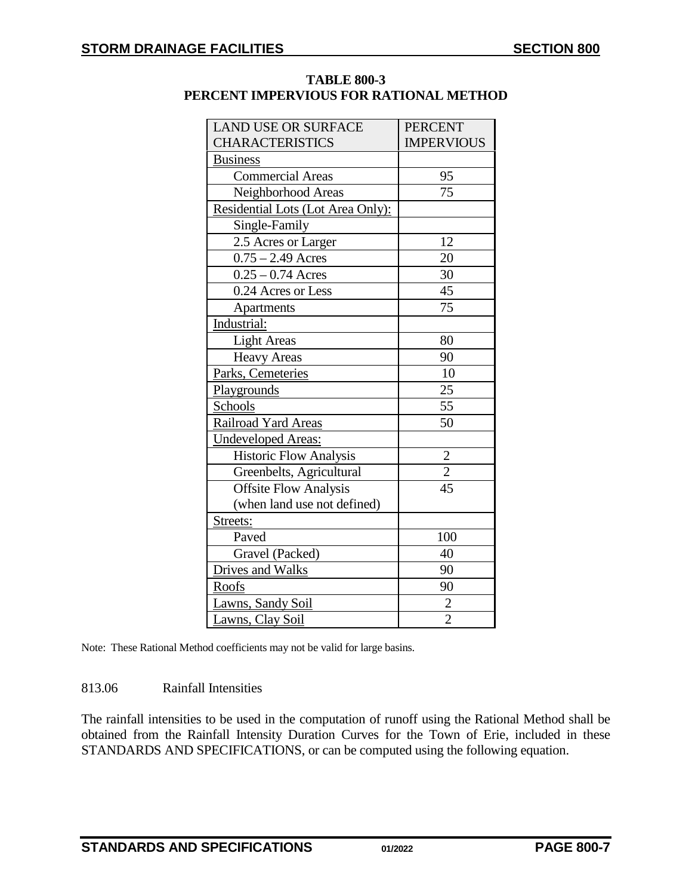**TABLE 800-3**
**PERCENT IMPERVIOUS FOR RATIONAL METHOD**

| LAND USE OR SURFACE CHARACTERISTICS | PERCENT IMPERVIOUS |
|---|---|
| Business | |
| Commercial Areas | 95 |
| Neighborhood Areas | 75 |
| Residential Lots (Lot Area Only): | |
| Single-Family | |
| 2.5 Acres or Larger | 12 |
| 0.75 – 2.49 Acres | 20 |
| 0.25 – 0.74 Acres | 30 |
| 0.24 Acres or Less | 45 |
| Apartments | 75 |
| Industrial: | |
| Light Areas | 80 |
| Heavy Areas | 90 |
| Parks, Cemeteries | 10 |
| Playgrounds | 25 |
| Schools | 55 |
| Railroad Yard Areas | 50 |
| Undeveloped Areas: | |
| Historic Flow Analysis | 2 |
| Greenbelts, Agricultural | 2 |
| Offsite Flow Analysis (when land use not defined) | 45 |
| Streets: | |
| Paved | 100 |
| Gravel (Packed) | 40 |
| Drives and Walks | 90 |
| Roofs | 90 |
| Lawns, Sandy Soil | 2 |
| Lawns, Clay Soil | 2 |

Note: These Rational Method coefficients may not be valid for large basins.

813.06 Rainfall Intensities

The rainfall intensities to be used in the computation of runoff using the Rational Method shall be obtained from the Rainfall Intensity Duration Curves for the Town of Erie, included in these STANDARDS AND SPECIFICATIONS, or can be computed using the following equation.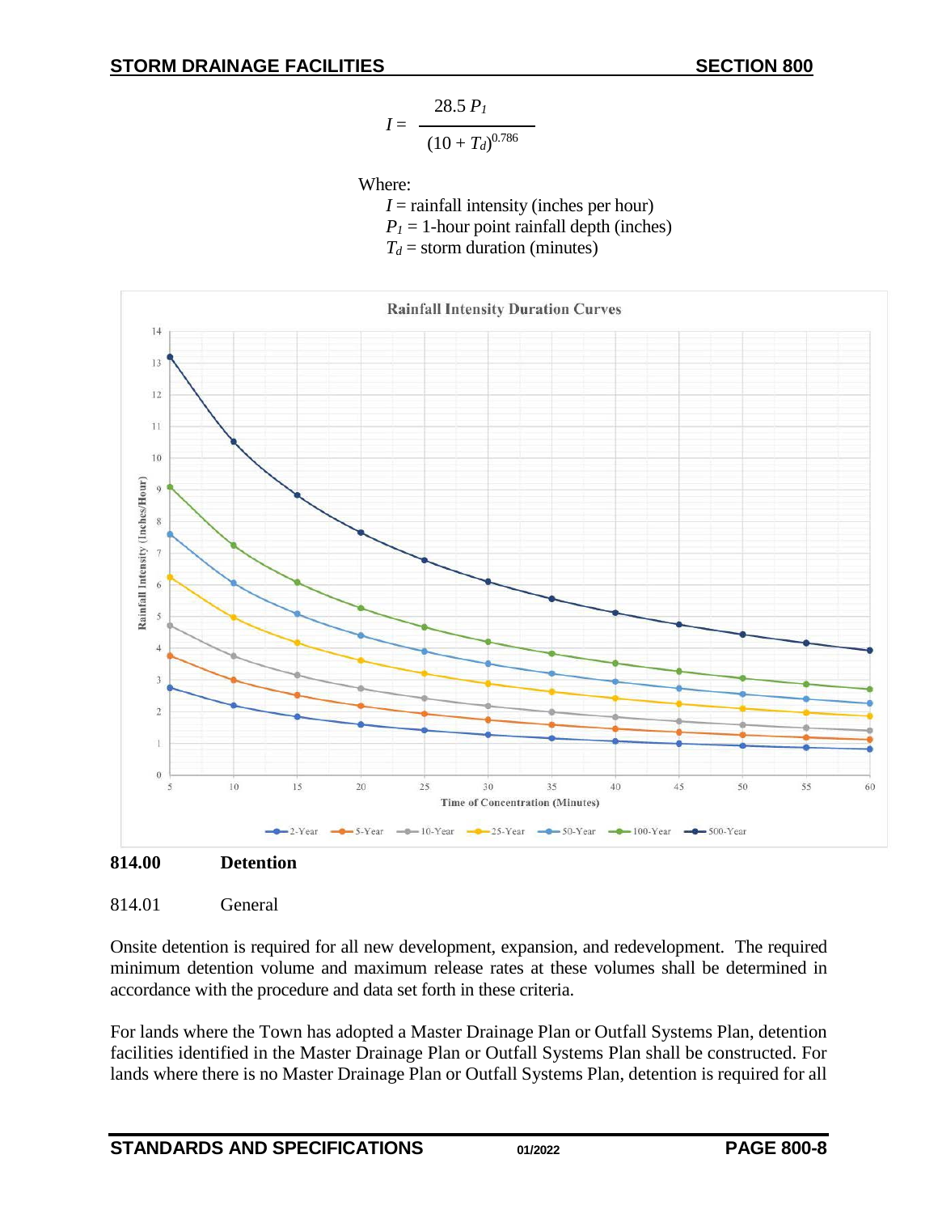$$I = \frac{28.5\, P_1}{(10 + T_d)^{0.786}}$$

Where:

- $I$ = rainfall intensity (inches per hour)
- $P_1$ = 1-hour point rainfall depth (inches)
- $T_d$ = storm duration (minutes)

## 814.00 Detention

### 814.01 General

Onsite detention is required for all new development, expansion, and redevelopment. The required minimum detention volume and maximum release rates at these volumes shall be determined in accordance with the procedure and data set forth in these criteria.

For lands where the Town has adopted a Master Drainage Plan or Outfall Systems Plan, detention facilities identified in the Master Drainage Plan or Outfall Systems Plan shall be constructed. For lands where there is no Master Drainage Plan or Outfall Systems Plan, detention is required for all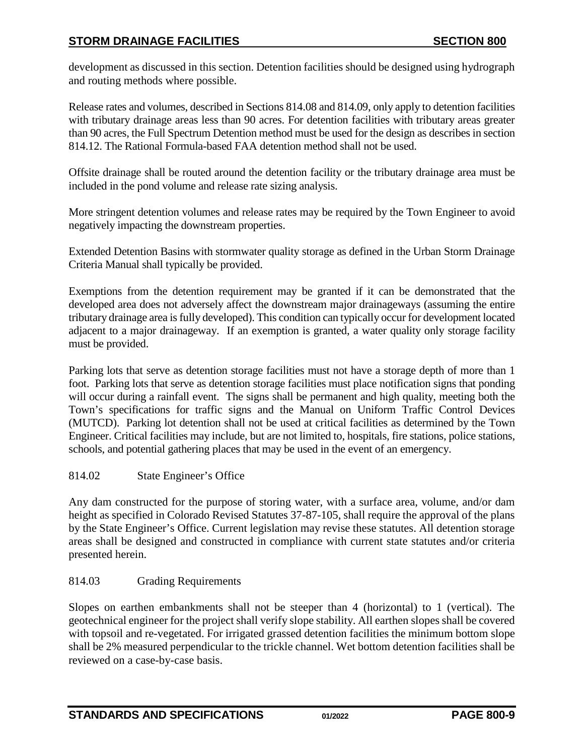development as discussed in this section. Detention facilities should be designed using hydrograph and routing methods where possible.

Release rates and volumes, described in Sections 814.08 and 814.09, only apply to detention facilities with tributary drainage areas less than 90 acres. For detention facilities with tributary areas greater than 90 acres, the Full Spectrum Detention method must be used for the design as describes in section 814.12. The Rational Formula-based FAA detention method shall not be used.

Offsite drainage shall be routed around the detention facility or the tributary drainage area must be included in the pond volume and release rate sizing analysis.

More stringent detention volumes and release rates may be required by the Town Engineer to avoid negatively impacting the downstream properties.

Extended Detention Basins with stormwater quality storage as defined in the Urban Storm Drainage Criteria Manual shall typically be provided.

Exemptions from the detention requirement may be granted if it can be demonstrated that the developed area does not adversely affect the downstream major drainageways (assuming the entire tributary drainage area is fully developed). This condition can typically occur for development located adjacent to a major drainageway. If an exemption is granted, a water quality only storage facility must be provided.

Parking lots that serve as detention storage facilities must not have a storage depth of more than 1 foot. Parking lots that serve as detention storage facilities must place notification signs that ponding will occur during a rainfall event. The signs shall be permanent and high quality, meeting both the Town's specifications for traffic signs and the Manual on Uniform Traffic Control Devices (MUTCD). Parking lot detention shall not be used at critical facilities as determined by the Town Engineer. Critical facilities may include, but are not limited to, hospitals, fire stations, police stations, schools, and potential gathering places that may be used in the event of an emergency.

### 814.02 State Engineer's Office

Any dam constructed for the purpose of storing water, with a surface area, volume, and/or dam height as specified in Colorado Revised Statutes 37-87-105, shall require the approval of the plans by the State Engineer's Office. Current legislation may revise these statutes. All detention storage areas shall be designed and constructed in compliance with current state statutes and/or criteria presented herein.

### 814.03 Grading Requirements

Slopes on earthen embankments shall not be steeper than 4 (horizontal) to 1 (vertical). The geotechnical engineer for the project shall verify slope stability. All earthen slopes shall be covered with topsoil and re-vegetated. For irrigated grassed detention facilities the minimum bottom slope shall be 2% measured perpendicular to the trickle channel. Wet bottom detention facilities shall be reviewed on a case-by-case basis.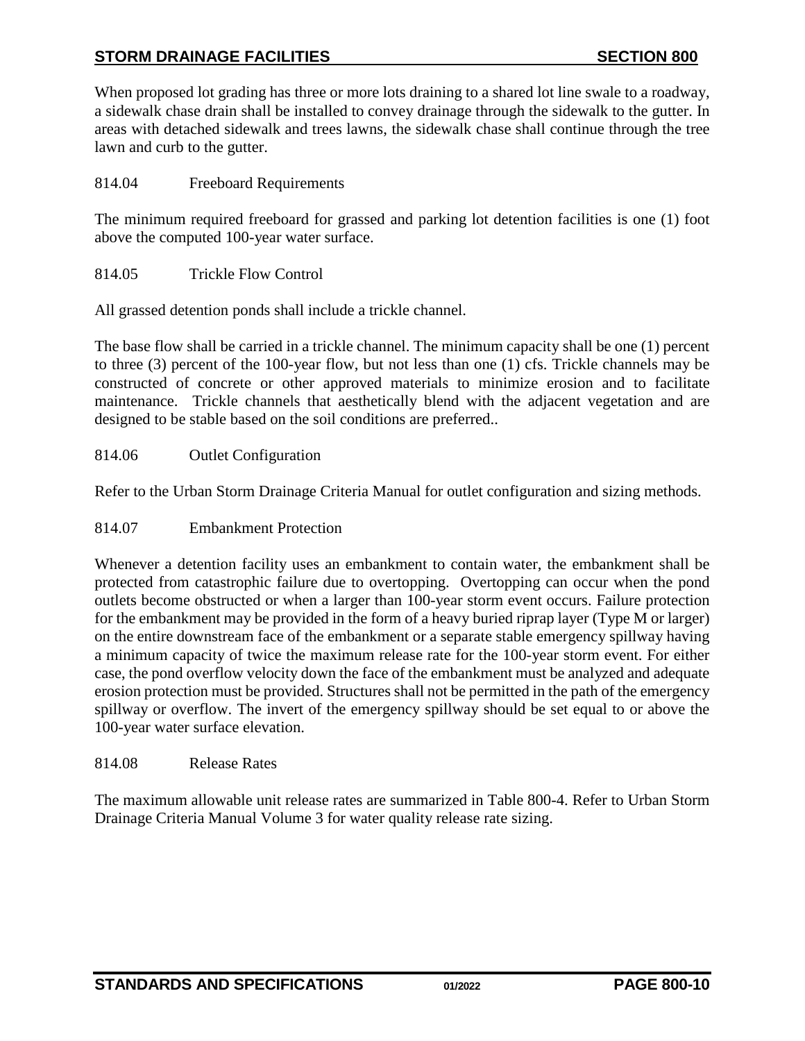When proposed lot grading has three or more lots draining to a shared lot line swale to a roadway, a sidewalk chase drain shall be installed to convey drainage through the sidewalk to the gutter. In areas with detached sidewalk and trees lawns, the sidewalk chase shall continue through the tree lawn and curb to the gutter.

### 814.04 Freeboard Requirements

The minimum required freeboard for grassed and parking lot detention facilities is one (1) foot above the computed 100-year water surface.

### 814.05 Trickle Flow Control

All grassed detention ponds shall include a trickle channel.

The base flow shall be carried in a trickle channel. The minimum capacity shall be one (1) percent to three (3) percent of the 100-year flow, but not less than one (1) cfs. Trickle channels may be constructed of concrete or other approved materials to minimize erosion and to facilitate maintenance. Trickle channels that aesthetically blend with the adjacent vegetation and are designed to be stable based on the soil conditions are preferred..

### 814.06 Outlet Configuration

Refer to the Urban Storm Drainage Criteria Manual for outlet configuration and sizing methods.

### 814.07 Embankment Protection

Whenever a detention facility uses an embankment to contain water, the embankment shall be protected from catastrophic failure due to overtopping. Overtopping can occur when the pond outlets become obstructed or when a larger than 100-year storm event occurs. Failure protection for the embankment may be provided in the form of a heavy buried riprap layer (Type M or larger) on the entire downstream face of the embankment or a separate stable emergency spillway having a minimum capacity of twice the maximum release rate for the 100-year storm event. For either case, the pond overflow velocity down the face of the embankment must be analyzed and adequate erosion protection must be provided. Structures shall not be permitted in the path of the emergency spillway or overflow. The invert of the emergency spillway should be set equal to or above the 100-year water surface elevation.

### 814.08 Release Rates

The maximum allowable unit release rates are summarized in Table 800-4. Refer to Urban Storm Drainage Criteria Manual Volume 3 for water quality release rate sizing.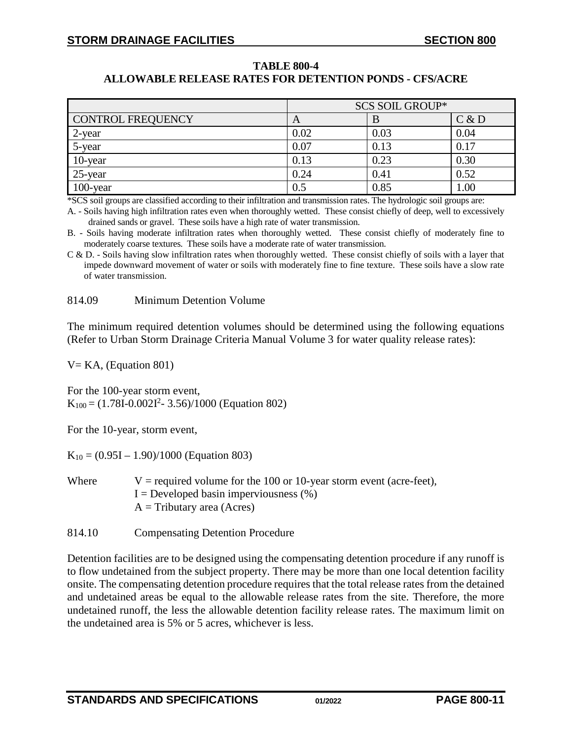**TABLE 800-4**
**ALLOWABLE RELEASE RATES FOR DETENTION PONDS - CFS/ACRE**

| | SCS SOIL GROUP* | | |
|---|---|---|---|
| CONTROL FREQUENCY | A | B | C & D |
| 2-year | 0.02 | 0.03 | 0.04 |
| 5-year | 0.07 | 0.13 | 0.17 |
| 10-year | 0.13 | 0.23 | 0.30 |
| 25-year | 0.24 | 0.41 | 0.52 |
| 100-year | 0.5 | 0.85 | 1.00 |

*SCS soil groups are classified according to their infiltration and transmission rates. The hydrologic soil groups are:

A. - Soils having high infiltration rates even when thoroughly wetted. These consist chiefly of deep, well to excessively drained sands or gravel. These soils have a high rate of water transmission.

B. - Soils having moderate infiltration rates when thoroughly wetted. These consist chiefly of moderately fine to moderately coarse textures. These soils have a moderate rate of water transmission.

C & D. - Soils having slow infiltration rates when thoroughly wetted. These consist chiefly of soils with a layer that impede downward movement of water or soils with moderately fine to fine texture. These soils have a slow rate of water transmission.

814.09 Minimum Detention Volume

The minimum required detention volumes should be determined using the following equations (Refer to Urban Storm Drainage Criteria Manual Volume 3 for water quality release rates):

$V = KA$, (Equation 801)

For the 100-year storm event,
$K_{100} = (1.78I - 0.002I^2 - 3.56)/1000$ (Equation 802)

For the 10-year, storm event,

$K_{10} = (0.95I - 1.90)/1000$ (Equation 803)

Where $V$ = required volume for the 100 or 10-year storm event (acre-feet),
$I$ = Developed basin imperviousness (%)
$A$ = Tributary area (Acres)

814.10 Compensating Detention Procedure

Detention facilities are to be designed using the compensating detention procedure if any runoff is to flow undetained from the subject property. There may be more than one local detention facility onsite. The compensating detention procedure requires that the total release rates from the detained and undetained areas be equal to the allowable release rates from the site. Therefore, the more undetained runoff, the less the allowable detention facility release rates. The maximum limit on the undetained area is 5% or 5 acres, whichever is less.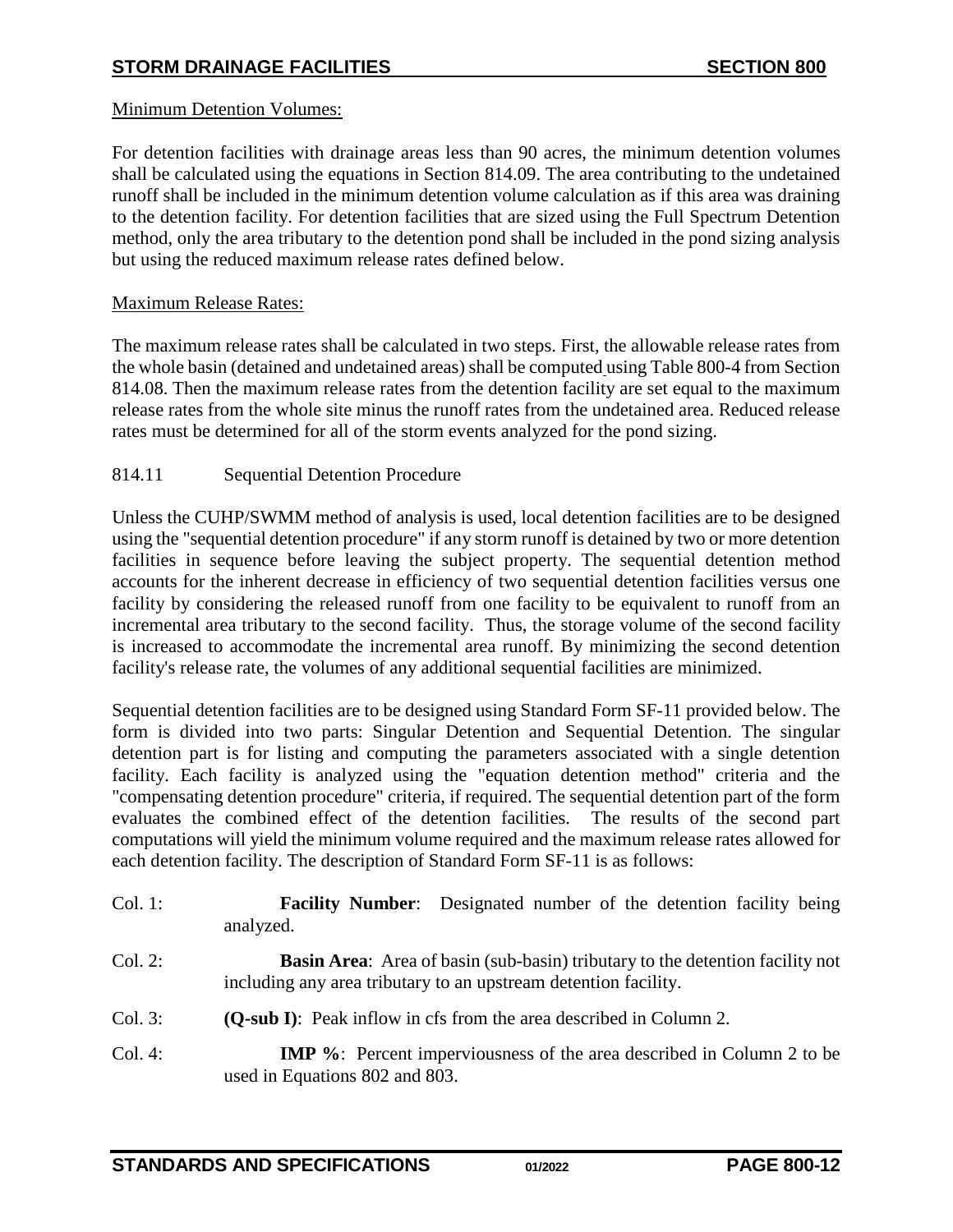Minimum Detention Volumes:

For detention facilities with drainage areas less than 90 acres, the minimum detention volumes shall be calculated using the equations in Section 814.09. The area contributing to the undetained runoff shall be included in the minimum detention volume calculation as if this area was draining to the detention facility. For detention facilities that are sized using the Full Spectrum Detention method, only the area tributary to the detention pond shall be included in the pond sizing analysis but using the reduced maximum release rates defined below.

Maximum Release Rates:

The maximum release rates shall be calculated in two steps. First, the allowable release rates from the whole basin (detained and undetained areas) shall be computed using Table 800-4 from Section 814.08. Then the maximum release rates from the detention facility are set equal to the maximum release rates from the whole site minus the runoff rates from the undetained area. Reduced release rates must be determined for all of the storm events analyzed for the pond sizing.

## 814.11 Sequential Detention Procedure

Unless the CUHP/SWMM method of analysis is used, local detention facilities are to be designed using the "sequential detention procedure" if any storm runoff is detained by two or more detention facilities in sequence before leaving the subject property. The sequential detention method accounts for the inherent decrease in efficiency of two sequential detention facilities versus one facility by considering the released runoff from one facility to be equivalent to runoff from an incremental area tributary to the second facility. Thus, the storage volume of the second facility is increased to accommodate the incremental area runoff. By minimizing the second detention facility's release rate, the volumes of any additional sequential facilities are minimized.

Sequential detention facilities are to be designed using Standard Form SF-11 provided below. The form is divided into two parts: Singular Detention and Sequential Detention. The singular detention part is for listing and computing the parameters associated with a single detention facility. Each facility is analyzed using the "equation detention method" criteria and the "compensating detention procedure" criteria, if required. The sequential detention part of the form evaluates the combined effect of the detention facilities. The results of the second part computations will yield the minimum volume required and the maximum release rates allowed for each detention facility. The description of Standard Form SF-11 is as follows:

Col. 1: **Facility Number**: Designated number of the detention facility being analyzed.

Col. 2: **Basin Area**: Area of basin (sub-basin) tributary to the detention facility not including any area tributary to an upstream detention facility.

Col. 3: **(Q-sub I)**: Peak inflow in cfs from the area described in Column 2.

Col. 4: **IMP %**: Percent imperviousness of the area described in Column 2 to be used in Equations 802 and 803.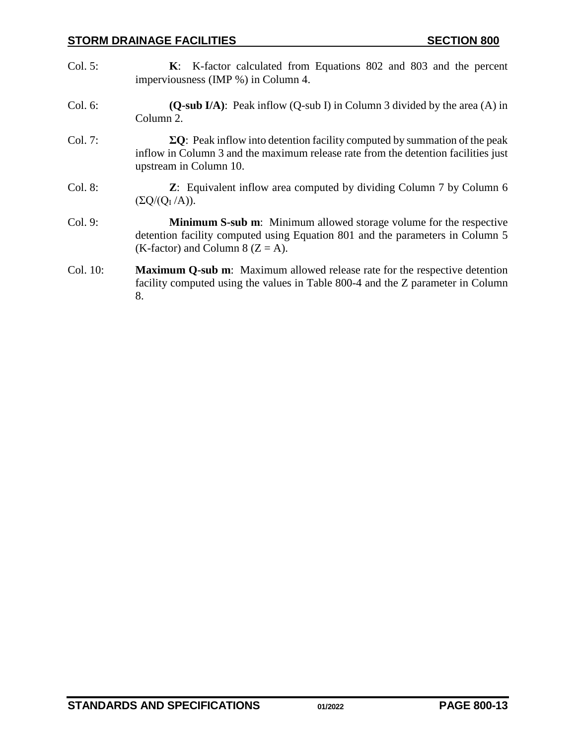Col. 5: **K**: K-factor calculated from Equations 802 and 803 and the percent imperviousness (IMP %) in Column 4.

Col. 6: **(Q-sub I/A)**: Peak inflow (Q-sub I) in Column 3 divided by the area (A) in Column 2.

Col. 7: **ΣQ**: Peak inflow into detention facility computed by summation of the peak inflow in Column 3 and the maximum release rate from the detention facilities just upstream in Column 10.

Col. 8: **Z**: Equivalent inflow area computed by dividing Column 7 by Column 6 ($\Sigma Q/(Q_I/A)$).

Col. 9: **Minimum S-sub m**: Minimum allowed storage volume for the respective detention facility computed using Equation 801 and the parameters in Column 5 (K-factor) and Column 8 ($Z = A$).

Col. 10: **Maximum Q-sub m**: Maximum allowed release rate for the respective detention facility computed using the values in Table 800-4 and the Z parameter in Column 8.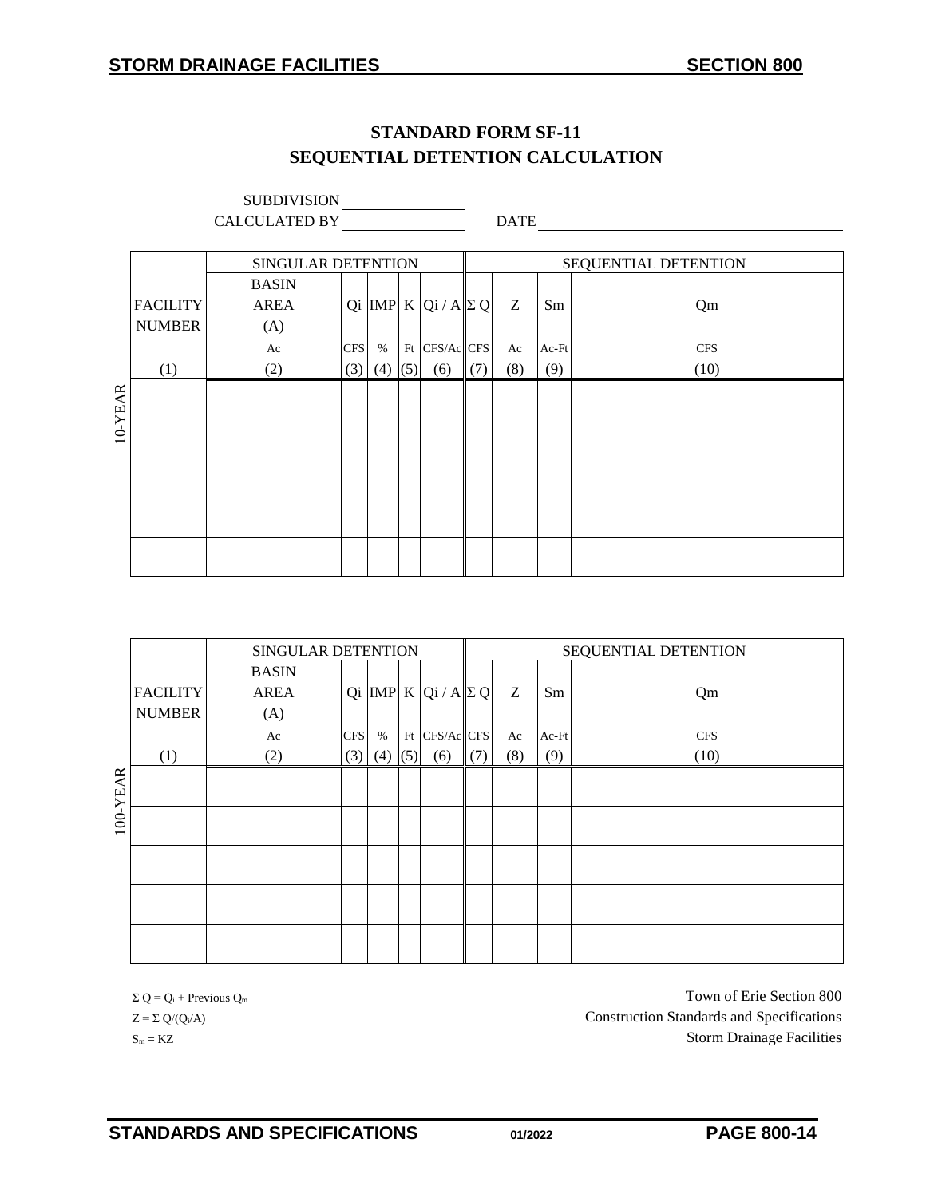# STANDARD FORM SF-11
# SEQUENTIAL DETENTION CALCULATION

SUBDIVISION ______________

CALCULATED BY ______________ DATE ______________

| | SINGULAR DETENTION | | | | | | SEQUENTIAL DETENTION | | | |
|---|---|---|---|---|---|---|---|---|---|---|
| | FACILITY NUMBER | BASIN AREA (A) | Qi | IMP | K | Qi / A | Σ Q | Z | Sm | Qm |
| | | Ac | CFS | % | Ft | CFS/Ac | CFS | Ac | Ac-Ft | CFS |
| | (1) | (2) | (3) | (4) | (5) | (6) | (7) | (8) | (9) | (10) |
| 10-YEAR | | | | | | | | | | |
| | | | | | | | | | | |
| | | | | | | | | | | |
| | | | | | | | | | | |
| | | | | | | | | | | |

| | SINGULAR DETENTION | | | | | | SEQUENTIAL DETENTION | | | |
|---|---|---|---|---|---|---|---|---|---|---|
| | FACILITY NUMBER | BASIN AREA (A) | Qi | IMP | K | Qi / A | Σ Q | Z | Sm | Qm |
| | | Ac | CFS | % | Ft | CFS/Ac | CFS | Ac | Ac-Ft | CFS |
| | (1) | (2) | (3) | (4) | (5) | (6) | (7) | (8) | (9) | (10) |
| 100-YEAR | | | | | | | | | | |
| | | | | | | | | | | |
| | | | | | | | | | | |
| | | | | | | | | | | |
| | | | | | | | | | | |

$\Sigma Q = Q_i + \text{Previous } Q_m$

$Z = \Sigma Q/(Q_i/A)$

$S_m = KZ$

Town of Erie Section 800
Construction Standards and Specifications
Storm Drainage Facilities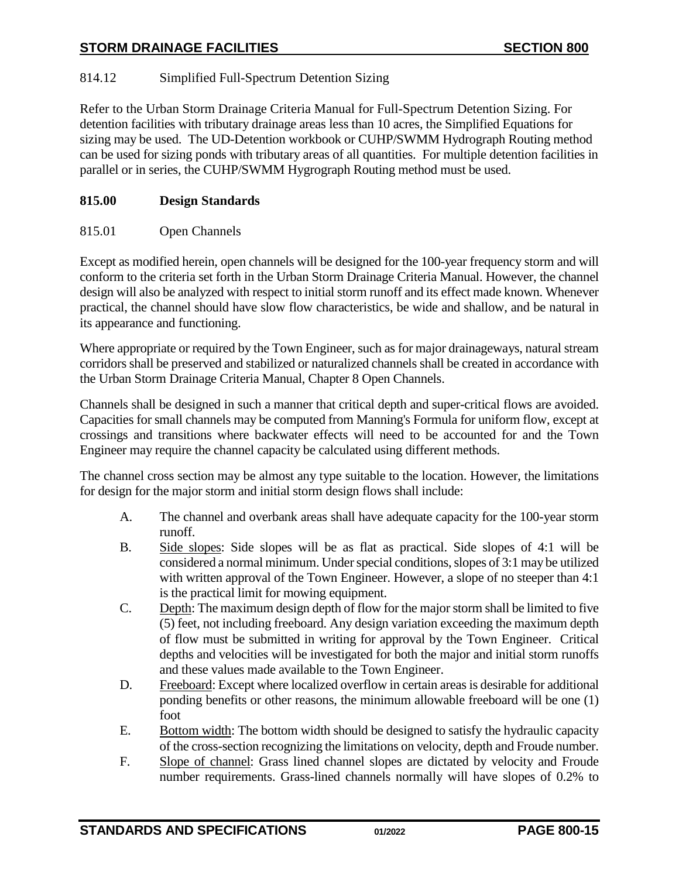814.12 Simplified Full-Spectrum Detention Sizing

Refer to the Urban Storm Drainage Criteria Manual for Full-Spectrum Detention Sizing. For detention facilities with tributary drainage areas less than 10 acres, the Simplified Equations for sizing may be used. The UD-Detention workbook or CUHP/SWMM Hydrograph Routing method can be used for sizing ponds with tributary areas of all quantities. For multiple detention facilities in parallel or in series, the CUHP/SWMM Hygrograph Routing method must be used.

## 815.00 Design Standards

815.01 Open Channels

Except as modified herein, open channels will be designed for the 100-year frequency storm and will conform to the criteria set forth in the Urban Storm Drainage Criteria Manual. However, the channel design will also be analyzed with respect to initial storm runoff and its effect made known. Whenever practical, the channel should have slow flow characteristics, be wide and shallow, and be natural in its appearance and functioning.

Where appropriate or required by the Town Engineer, such as for major drainageways, natural stream corridors shall be preserved and stabilized or naturalized channels shall be created in accordance with the Urban Storm Drainage Criteria Manual, Chapter 8 Open Channels.

Channels shall be designed in such a manner that critical depth and super-critical flows are avoided. Capacities for small channels may be computed from Manning's Formula for uniform flow, except at crossings and transitions where backwater effects will need to be accounted for and the Town Engineer may require the channel capacity be calculated using different methods.

The channel cross section may be almost any type suitable to the location. However, the limitations for design for the major storm and initial storm design flows shall include:

A. The channel and overbank areas shall have adequate capacity for the 100-year storm runoff.

B. Side slopes: Side slopes will be as flat as practical. Side slopes of 4:1 will be considered a normal minimum. Under special conditions, slopes of 3:1 may be utilized with written approval of the Town Engineer. However, a slope of no steeper than 4:1 is the practical limit for mowing equipment.

C. Depth: The maximum design depth of flow for the major storm shall be limited to five (5) feet, not including freeboard. Any design variation exceeding the maximum depth of flow must be submitted in writing for approval by the Town Engineer. Critical depths and velocities will be investigated for both the major and initial storm runoffs and these values made available to the Town Engineer.

D. Freeboard: Except where localized overflow in certain areas is desirable for additional ponding benefits or other reasons, the minimum allowable freeboard will be one (1) foot

E. Bottom width: The bottom width should be designed to satisfy the hydraulic capacity of the cross-section recognizing the limitations on velocity, depth and Froude number.

F. Slope of channel: Grass lined channel slopes are dictated by velocity and Froude number requirements. Grass-lined channels normally will have slopes of 0.2% to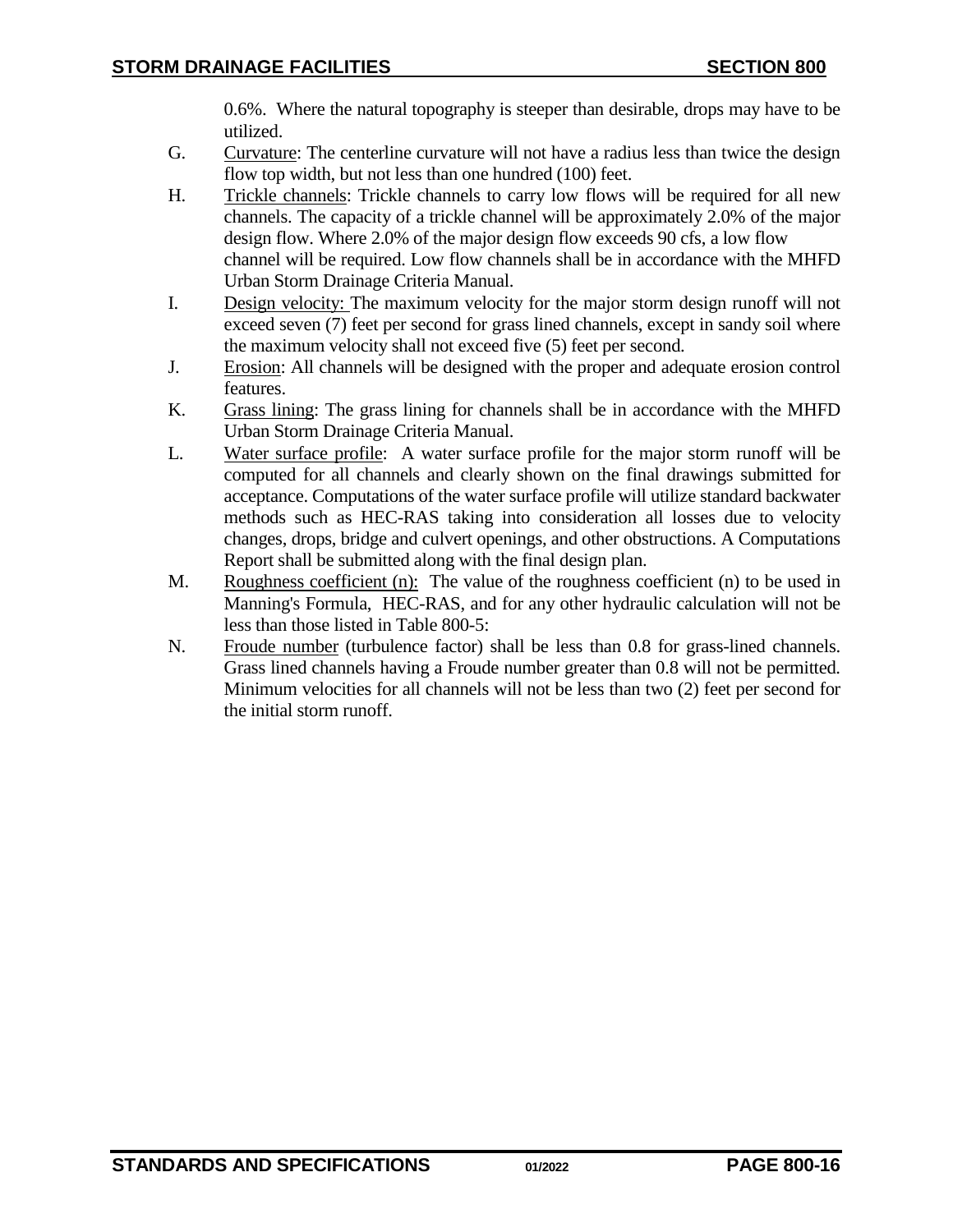0.6%. Where the natural topography is steeper than desirable, drops may have to be utilized.

G. Curvature: The centerline curvature will not have a radius less than twice the design flow top width, but not less than one hundred (100) feet.

H. Trickle channels: Trickle channels to carry low flows will be required for all new channels. The capacity of a trickle channel will be approximately 2.0% of the major design flow. Where 2.0% of the major design flow exceeds 90 cfs, a low flow channel will be required. Low flow channels shall be in accordance with the MHFD Urban Storm Drainage Criteria Manual.

I. Design velocity: The maximum velocity for the major storm design runoff will not exceed seven (7) feet per second for grass lined channels, except in sandy soil where the maximum velocity shall not exceed five (5) feet per second.

J. Erosion: All channels will be designed with the proper and adequate erosion control features.

K. Grass lining: The grass lining for channels shall be in accordance with the MHFD Urban Storm Drainage Criteria Manual.

L. Water surface profile: A water surface profile for the major storm runoff will be computed for all channels and clearly shown on the final drawings submitted for acceptance. Computations of the water surface profile will utilize standard backwater methods such as HEC-RAS taking into consideration all losses due to velocity changes, drops, bridge and culvert openings, and other obstructions. A Computations Report shall be submitted along with the final design plan.

M. Roughness coefficient (n): The value of the roughness coefficient (n) to be used in Manning's Formula, HEC-RAS, and for any other hydraulic calculation will not be less than those listed in Table 800-5:

N. Froude number (turbulence factor) shall be less than 0.8 for grass-lined channels. Grass lined channels having a Froude number greater than 0.8 will not be permitted. Minimum velocities for all channels will not be less than two (2) feet per second for the initial storm runoff.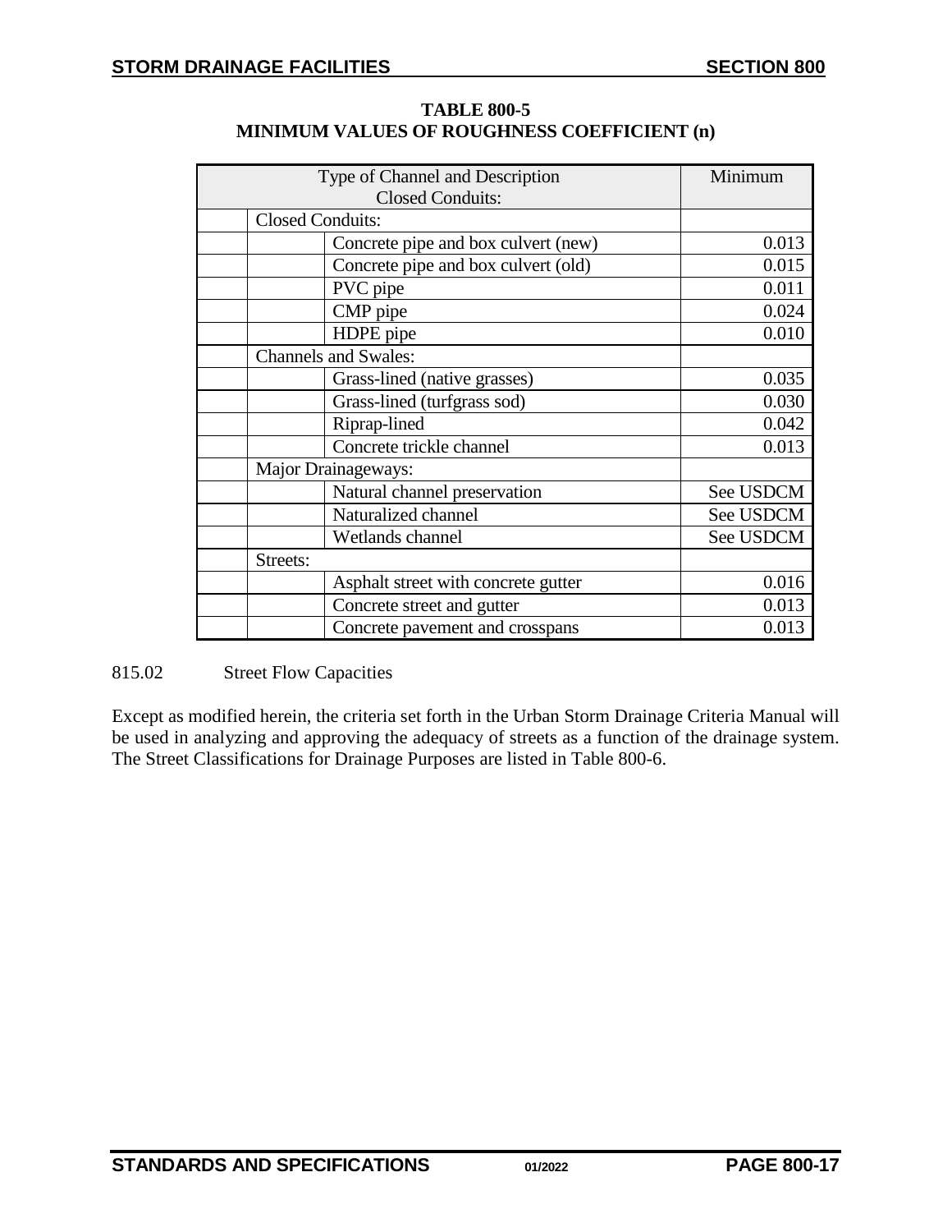**TABLE 800-5**
**MINIMUM VALUES OF ROUGHNESS COEFFICIENT (n)**

| Type of Channel and Description Closed Conduits: | | | Minimum |
|---|---|---|---|
| | Closed Conduits: | | |
| | | Concrete pipe and box culvert (new) | 0.013 |
| | | Concrete pipe and box culvert (old) | 0.015 |
| | | PVC pipe | 0.011 |
| | | CMP pipe | 0.024 |
| | | HDPE pipe | 0.010 |
| | Channels and Swales: | | |
| | | Grass-lined (native grasses) | 0.035 |
| | | Grass-lined (turfgrass sod) | 0.030 |
| | | Riprap-lined | 0.042 |
| | | Concrete trickle channel | 0.013 |
| | Major Drainageways: | | |
| | | Natural channel preservation | See USDCM |
| | | Naturalized channel | See USDCM |
| | | Wetlands channel | See USDCM |
| | Streets: | | |
| | | Asphalt street with concrete gutter | 0.016 |
| | | Concrete street and gutter | 0.013 |
| | | Concrete pavement and crosspans | 0.013 |

815.02 Street Flow Capacities

Except as modified herein, the criteria set forth in the Urban Storm Drainage Criteria Manual will be used in analyzing and approving the adequacy of streets as a function of the drainage system. The Street Classifications for Drainage Purposes are listed in Table 800-6.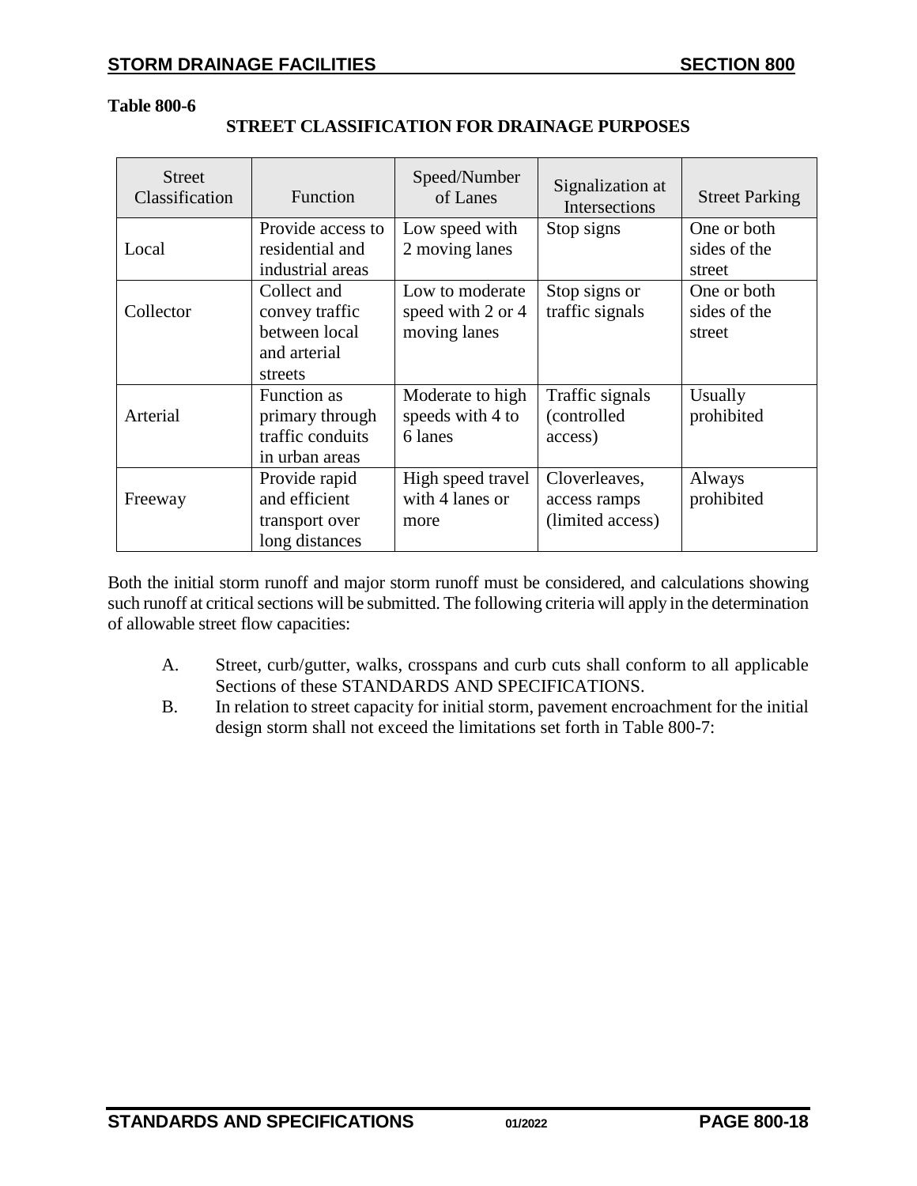**Table 800-6**

**STREET CLASSIFICATION FOR DRAINAGE PURPOSES**

| Street Classification | Function | Speed/Number of Lanes | Signalization at Intersections | Street Parking |
|---|---|---|---|---|
| Local | Provide access to residential and industrial areas | Low speed with 2 moving lanes | Stop signs | One or both sides of the street |
| Collector | Collect and convey traffic between local and arterial streets | Low to moderate speed with 2 or 4 moving lanes | Stop signs or traffic signals | One or both sides of the street |
| Arterial | Function as primary through traffic conduits in urban areas | Moderate to high speeds with 4 to 6 lanes | Traffic signals (controlled access) | Usually prohibited |
| Freeway | Provide rapid and efficient transport over long distances | High speed travel with 4 lanes or more | Cloverleaves, access ramps (limited access) | Always prohibited |

Both the initial storm runoff and major storm runoff must be considered, and calculations showing such runoff at critical sections will be submitted. The following criteria will apply in the determination of allowable street flow capacities:

A. Street, curb/gutter, walks, crosspans and curb cuts shall conform to all applicable Sections of these STANDARDS AND SPECIFICATIONS.

B. In relation to street capacity for initial storm, pavement encroachment for the initial design storm shall not exceed the limitations set forth in Table 800-7: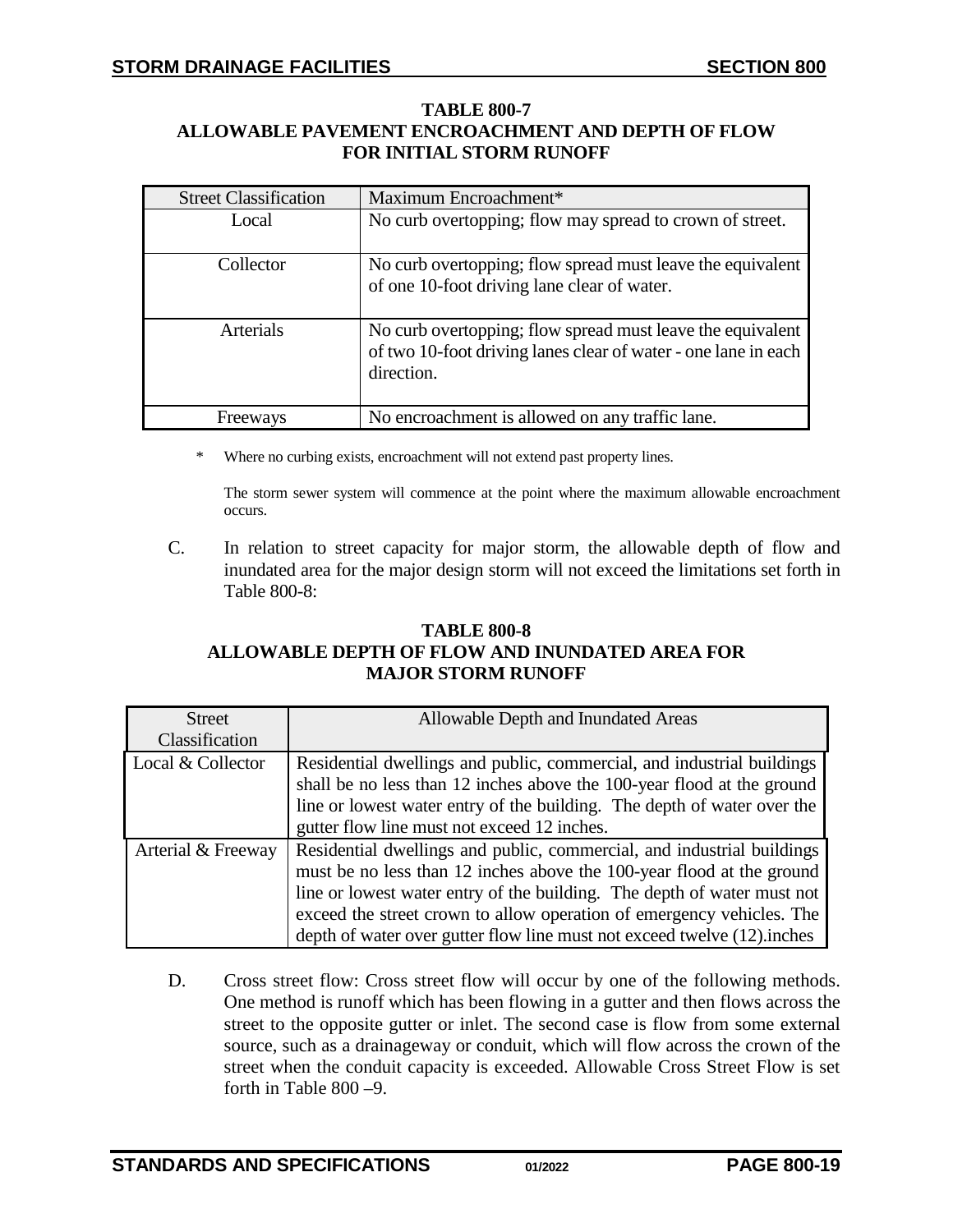**TABLE 800-7**
**ALLOWABLE PAVEMENT ENCROACHMENT AND DEPTH OF FLOW FOR INITIAL STORM RUNOFF**

| Street Classification | Maximum Encroachment* |
|---|---|
| Local | No curb overtopping; flow may spread to crown of street. |
| Collector | No curb overtopping; flow spread must leave the equivalent of one 10-foot driving lane clear of water. |
| Arterials | No curb overtopping; flow spread must leave the equivalent of two 10-foot driving lanes clear of water - one lane in each direction. |
| Freeways | No encroachment is allowed on any traffic lane. |

\* Where no curbing exists, encroachment will not extend past property lines.

The storm sewer system will commence at the point where the maximum allowable encroachment occurs.

C. In relation to street capacity for major storm, the allowable depth of flow and inundated area for the major design storm will not exceed the limitations set forth in Table 800-8:

**TABLE 800-8**
**ALLOWABLE DEPTH OF FLOW AND INUNDATED AREA FOR MAJOR STORM RUNOFF**

| Street Classification | Allowable Depth and Inundated Areas |
|---|---|
| Local & Collector | Residential dwellings and public, commercial, and industrial buildings shall be no less than 12 inches above the 100-year flood at the ground line or lowest water entry of the building. The depth of water over the gutter flow line must not exceed 12 inches. |
| Arterial & Freeway | Residential dwellings and public, commercial, and industrial buildings must be no less than 12 inches above the 100-year flood at the ground line or lowest water entry of the building. The depth of water must not exceed the street crown to allow operation of emergency vehicles. The depth of water over gutter flow line must not exceed twelve (12).inches |

D. Cross street flow: Cross street flow will occur by one of the following methods. One method is runoff which has been flowing in a gutter and then flows across the street to the opposite gutter or inlet. The second case is flow from some external source, such as a drainageway or conduit, which will flow across the crown of the street when the conduit capacity is exceeded. Allowable Cross Street Flow is set forth in Table 800 –9.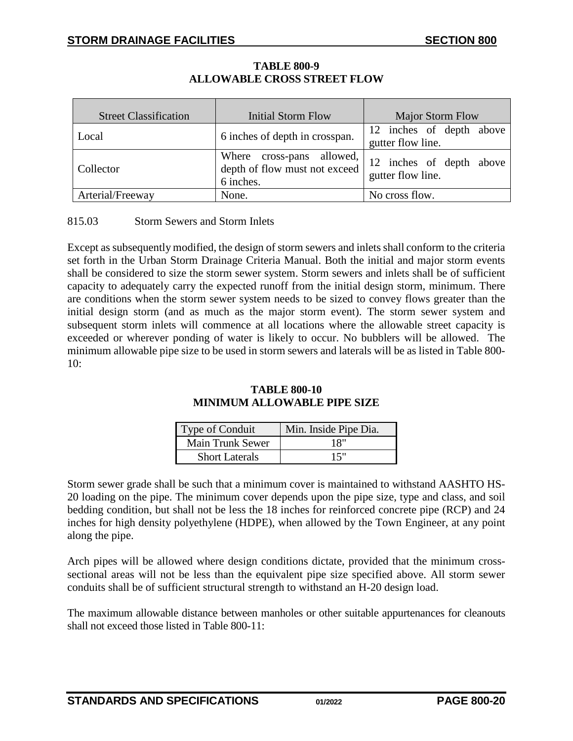**TABLE 800-9**
**ALLOWABLE CROSS STREET FLOW**

| Street Classification | Initial Storm Flow | Major Storm Flow |
|---|---|---|
| Local | 6 inches of depth in crosspan. | 12 inches of depth above gutter flow line. |
| Collector | Where cross-pans allowed, depth of flow must not exceed 6 inches. | 12 inches of depth above gutter flow line. |
| Arterial/Freeway | None. | No cross flow. |

815.03 Storm Sewers and Storm Inlets

Except as subsequently modified, the design of storm sewers and inlets shall conform to the criteria set forth in the Urban Storm Drainage Criteria Manual. Both the initial and major storm events shall be considered to size the storm sewer system. Storm sewers and inlets shall be of sufficient capacity to adequately carry the expected runoff from the initial design storm, minimum. There are conditions when the storm sewer system needs to be sized to convey flows greater than the initial design storm (and as much as the major storm event). The storm sewer system and subsequent storm inlets will commence at all locations where the allowable street capacity is exceeded or wherever ponding of water is likely to occur. No bubblers will be allowed. The minimum allowable pipe size to be used in storm sewers and laterals will be as listed in Table 800-10:

**TABLE 800-10**
**MINIMUM ALLOWABLE PIPE SIZE**

| Type of Conduit | Min. Inside Pipe Dia. |
|---|---|
| Main Trunk Sewer | 18" |
| Short Laterals | 15" |

Storm sewer grade shall be such that a minimum cover is maintained to withstand AASHTO HS-20 loading on the pipe. The minimum cover depends upon the pipe size, type and class, and soil bedding condition, but shall not be less the 18 inches for reinforced concrete pipe (RCP) and 24 inches for high density polyethylene (HDPE), when allowed by the Town Engineer, at any point along the pipe.

Arch pipes will be allowed where design conditions dictate, provided that the minimum cross-sectional areas will not be less than the equivalent pipe size specified above. All storm sewer conduits shall be of sufficient structural strength to withstand an H-20 design load.

The maximum allowable distance between manholes or other suitable appurtenances for cleanouts shall not exceed those listed in Table 800-11: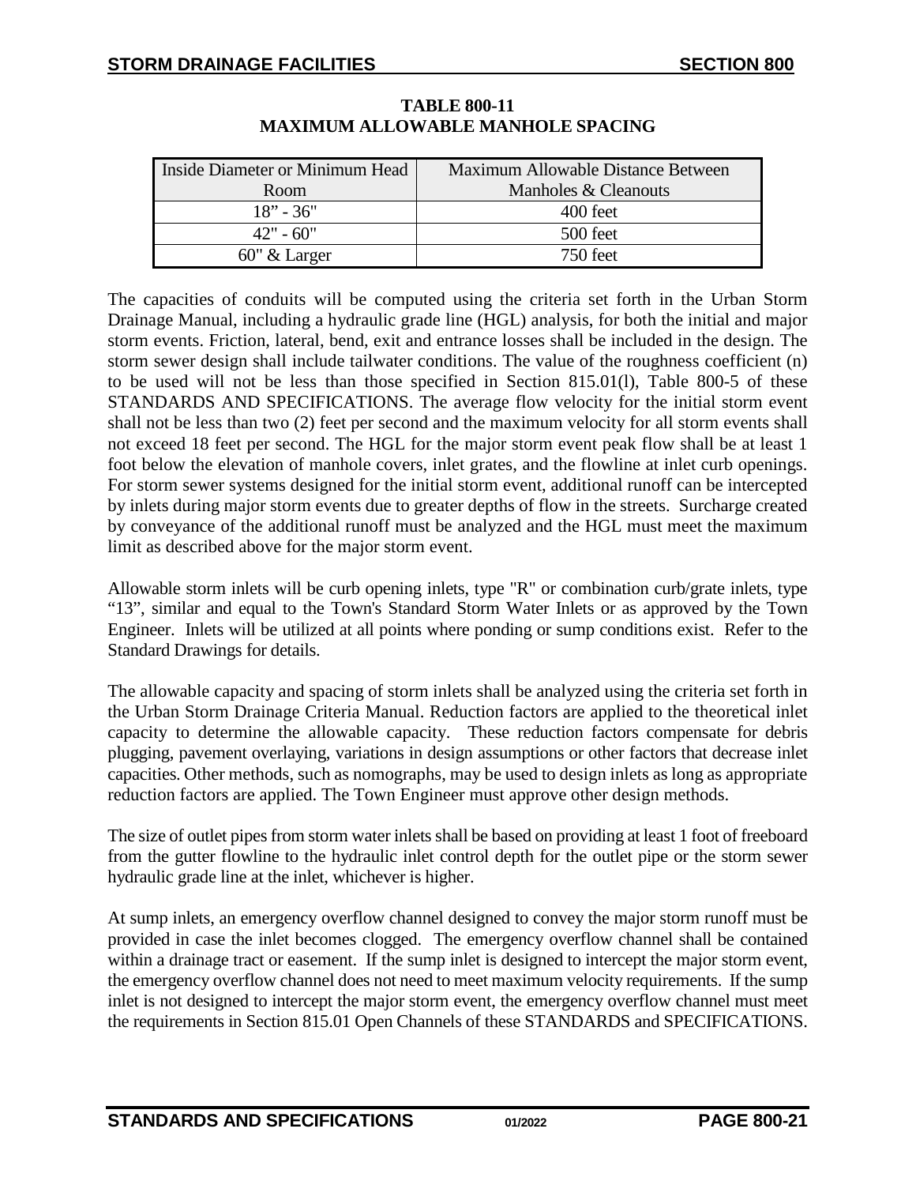**TABLE 800-11**
**MAXIMUM ALLOWABLE MANHOLE SPACING**

| Inside Diameter or Minimum Head Room | Maximum Allowable Distance Between Manholes & Cleanouts |
|---|---|
| 18" - 36" | 400 feet |
| 42" - 60" | 500 feet |
| 60" & Larger | 750 feet |

The capacities of conduits will be computed using the criteria set forth in the Urban Storm Drainage Manual, including a hydraulic grade line (HGL) analysis, for both the initial and major storm events. Friction, lateral, bend, exit and entrance losses shall be included in the design. The storm sewer design shall include tailwater conditions. The value of the roughness coefficient (n) to be used will not be less than those specified in Section 815.01(l), Table 800-5 of these STANDARDS AND SPECIFICATIONS. The average flow velocity for the initial storm event shall not be less than two (2) feet per second and the maximum velocity for all storm events shall not exceed 18 feet per second. The HGL for the major storm event peak flow shall be at least 1 foot below the elevation of manhole covers, inlet grates, and the flowline at inlet curb openings. For storm sewer systems designed for the initial storm event, additional runoff can be intercepted by inlets during major storm events due to greater depths of flow in the streets. Surcharge created by conveyance of the additional runoff must be analyzed and the HGL must meet the maximum limit as described above for the major storm event.

Allowable storm inlets will be curb opening inlets, type "R" or combination curb/grate inlets, type "13", similar and equal to the Town's Standard Storm Water Inlets or as approved by the Town Engineer. Inlets will be utilized at all points where ponding or sump conditions exist. Refer to the Standard Drawings for details.

The allowable capacity and spacing of storm inlets shall be analyzed using the criteria set forth in the Urban Storm Drainage Criteria Manual. Reduction factors are applied to the theoretical inlet capacity to determine the allowable capacity. These reduction factors compensate for debris plugging, pavement overlaying, variations in design assumptions or other factors that decrease inlet capacities. Other methods, such as nomographs, may be used to design inlets as long as appropriate reduction factors are applied. The Town Engineer must approve other design methods.

The size of outlet pipes from storm water inlets shall be based on providing at least 1 foot of freeboard from the gutter flowline to the hydraulic inlet control depth for the outlet pipe or the storm sewer hydraulic grade line at the inlet, whichever is higher.

At sump inlets, an emergency overflow channel designed to convey the major storm runoff must be provided in case the inlet becomes clogged. The emergency overflow channel shall be contained within a drainage tract or easement. If the sump inlet is designed to intercept the major storm event, the emergency overflow channel does not need to meet maximum velocity requirements. If the sump inlet is not designed to intercept the major storm event, the emergency overflow channel must meet the requirements in Section 815.01 Open Channels of these STANDARDS and SPECIFICATIONS.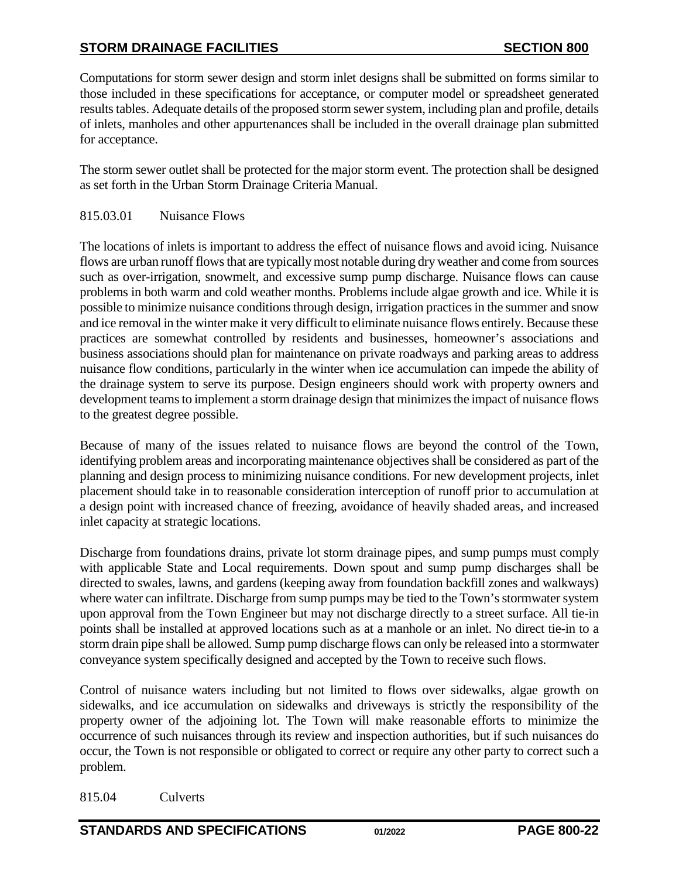Computations for storm sewer design and storm inlet designs shall be submitted on forms similar to those included in these specifications for acceptance, or computer model or spreadsheet generated results tables. Adequate details of the proposed storm sewer system, including plan and profile, details of inlets, manholes and other appurtenances shall be included in the overall drainage plan submitted for acceptance.

The storm sewer outlet shall be protected for the major storm event. The protection shall be designed as set forth in the Urban Storm Drainage Criteria Manual.

#### 815.03.01 Nuisance Flows

The locations of inlets is important to address the effect of nuisance flows and avoid icing. Nuisance flows are urban runoff flows that are typically most notable during dry weather and come from sources such as over-irrigation, snowmelt, and excessive sump pump discharge. Nuisance flows can cause problems in both warm and cold weather months. Problems include algae growth and ice. While it is possible to minimize nuisance conditions through design, irrigation practices in the summer and snow and ice removal in the winter make it very difficult to eliminate nuisance flows entirely. Because these practices are somewhat controlled by residents and businesses, homeowner's associations and business associations should plan for maintenance on private roadways and parking areas to address nuisance flow conditions, particularly in the winter when ice accumulation can impede the ability of the drainage system to serve its purpose. Design engineers should work with property owners and development teams to implement a storm drainage design that minimizes the impact of nuisance flows to the greatest degree possible.

Because of many of the issues related to nuisance flows are beyond the control of the Town, identifying problem areas and incorporating maintenance objectives shall be considered as part of the planning and design process to minimizing nuisance conditions. For new development projects, inlet placement should take in to reasonable consideration interception of runoff prior to accumulation at a design point with increased chance of freezing, avoidance of heavily shaded areas, and increased inlet capacity at strategic locations.

Discharge from foundations drains, private lot storm drainage pipes, and sump pumps must comply with applicable State and Local requirements. Down spout and sump pump discharges shall be directed to swales, lawns, and gardens (keeping away from foundation backfill zones and walkways) where water can infiltrate. Discharge from sump pumps may be tied to the Town's stormwater system upon approval from the Town Engineer but may not discharge directly to a street surface. All tie-in points shall be installed at approved locations such as at a manhole or an inlet. No direct tie-in to a storm drain pipe shall be allowed. Sump pump discharge flows can only be released into a stormwater conveyance system specifically designed and accepted by the Town to receive such flows.

Control of nuisance waters including but not limited to flows over sidewalks, algae growth on sidewalks, and ice accumulation on sidewalks and driveways is strictly the responsibility of the property owner of the adjoining lot. The Town will make reasonable efforts to minimize the occurrence of such nuisances through its review and inspection authorities, but if such nuisances do occur, the Town is not responsible or obligated to correct or require any other party to correct such a problem.

### 815.04 Culverts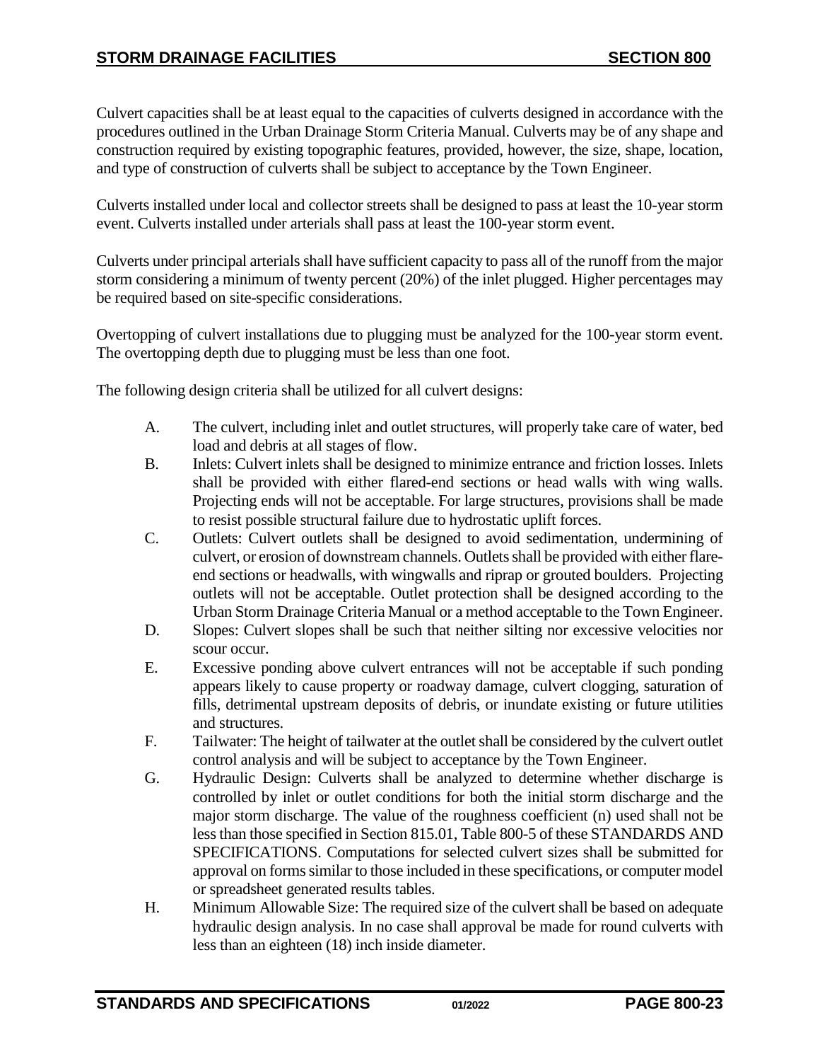Culvert capacities shall be at least equal to the capacities of culverts designed in accordance with the procedures outlined in the Urban Drainage Storm Criteria Manual. Culverts may be of any shape and construction required by existing topographic features, provided, however, the size, shape, location, and type of construction of culverts shall be subject to acceptance by the Town Engineer.

Culverts installed under local and collector streets shall be designed to pass at least the 10-year storm event. Culverts installed under arterials shall pass at least the 100-year storm event.

Culverts under principal arterials shall have sufficient capacity to pass all of the runoff from the major storm considering a minimum of twenty percent (20%) of the inlet plugged. Higher percentages may be required based on site-specific considerations.

Overtopping of culvert installations due to plugging must be analyzed for the 100-year storm event. The overtopping depth due to plugging must be less than one foot.

The following design criteria shall be utilized for all culvert designs:

A. The culvert, including inlet and outlet structures, will properly take care of water, bed load and debris at all stages of flow.

B. Inlets: Culvert inlets shall be designed to minimize entrance and friction losses. Inlets shall be provided with either flared-end sections or head walls with wing walls. Projecting ends will not be acceptable. For large structures, provisions shall be made to resist possible structural failure due to hydrostatic uplift forces.

C. Outlets: Culvert outlets shall be designed to avoid sedimentation, undermining of culvert, or erosion of downstream channels. Outlets shall be provided with either flare-end sections or headwalls, with wingwalls and riprap or grouted boulders. Projecting outlets will not be acceptable. Outlet protection shall be designed according to the Urban Storm Drainage Criteria Manual or a method acceptable to the Town Engineer.

D. Slopes: Culvert slopes shall be such that neither silting nor excessive velocities nor scour occur.

E. Excessive ponding above culvert entrances will not be acceptable if such ponding appears likely to cause property or roadway damage, culvert clogging, saturation of fills, detrimental upstream deposits of debris, or inundate existing or future utilities and structures.

F. Tailwater: The height of tailwater at the outlet shall be considered by the culvert outlet control analysis and will be subject to acceptance by the Town Engineer.

G. Hydraulic Design: Culverts shall be analyzed to determine whether discharge is controlled by inlet or outlet conditions for both the initial storm discharge and the major storm discharge. The value of the roughness coefficient (n) used shall not be less than those specified in Section 815.01, Table 800-5 of these STANDARDS AND SPECIFICATIONS. Computations for selected culvert sizes shall be submitted for approval on forms similar to those included in these specifications, or computer model or spreadsheet generated results tables.

H. Minimum Allowable Size: The required size of the culvert shall be based on adequate hydraulic design analysis. In no case shall approval be made for round culverts with less than an eighteen (18) inch inside diameter.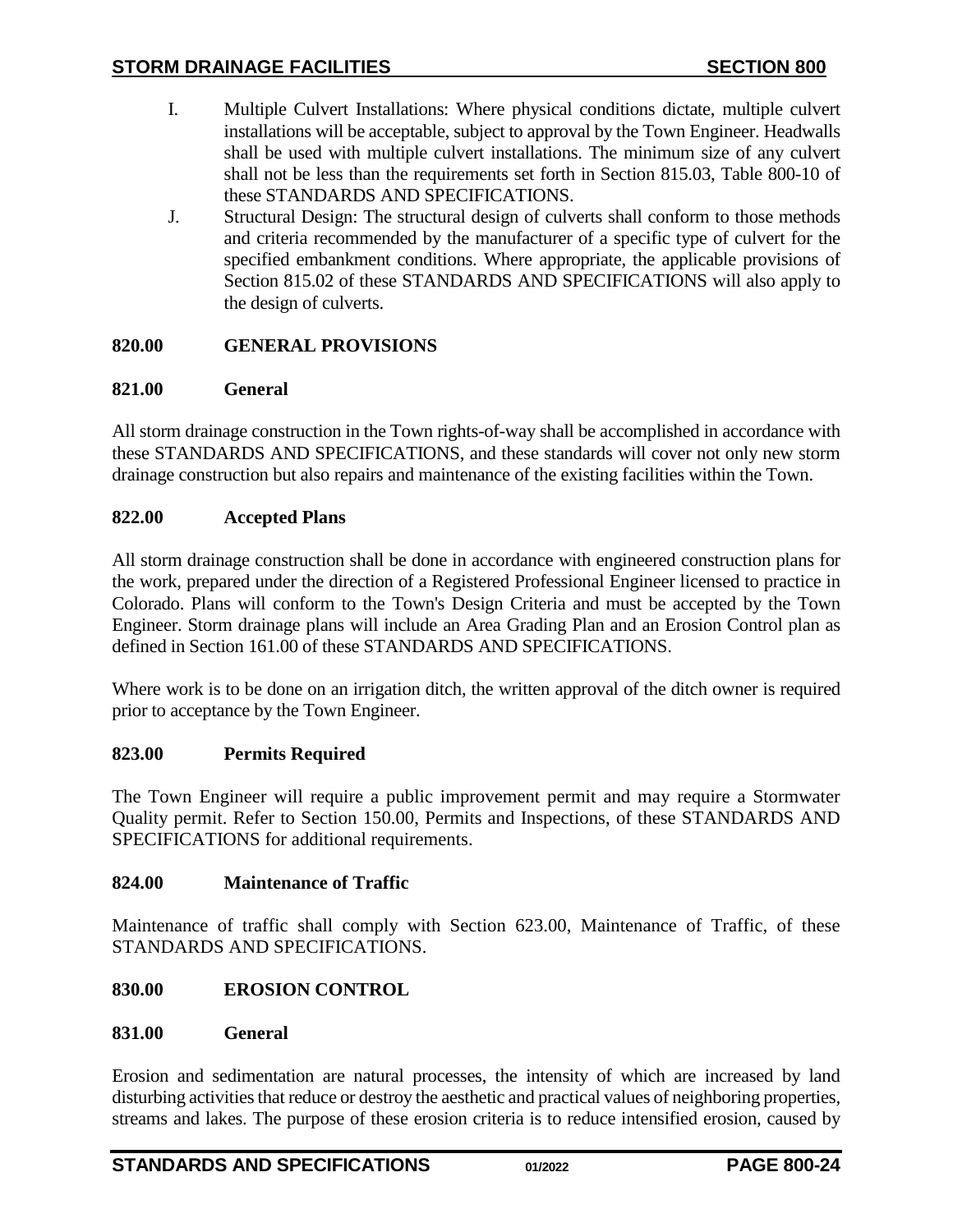I. Multiple Culvert Installations: Where physical conditions dictate, multiple culvert installations will be acceptable, subject to approval by the Town Engineer. Headwalls shall be used with multiple culvert installations. The minimum size of any culvert shall not be less than the requirements set forth in Section 815.03, Table 800-10 of these STANDARDS AND SPECIFICATIONS.

J. Structural Design: The structural design of culverts shall conform to those methods and criteria recommended by the manufacturer of a specific type of culvert for the specified embankment conditions. Where appropriate, the applicable provisions of Section 815.02 of these STANDARDS AND SPECIFICATIONS will also apply to the design of culverts.

## 820.00 GENERAL PROVISIONS

### 821.00 General

All storm drainage construction in the Town rights-of-way shall be accomplished in accordance with these STANDARDS AND SPECIFICATIONS, and these standards will cover not only new storm drainage construction but also repairs and maintenance of the existing facilities within the Town.

### 822.00 Accepted Plans

All storm drainage construction shall be done in accordance with engineered construction plans for the work, prepared under the direction of a Registered Professional Engineer licensed to practice in Colorado. Plans will conform to the Town's Design Criteria and must be accepted by the Town Engineer. Storm drainage plans will include an Area Grading Plan and an Erosion Control plan as defined in Section 161.00 of these STANDARDS AND SPECIFICATIONS.

Where work is to be done on an irrigation ditch, the written approval of the ditch owner is required prior to acceptance by the Town Engineer.

### 823.00 Permits Required

The Town Engineer will require a public improvement permit and may require a Stormwater Quality permit. Refer to Section 150.00, Permits and Inspections, of these STANDARDS AND SPECIFICATIONS for additional requirements.

### 824.00 Maintenance of Traffic

Maintenance of traffic shall comply with Section 623.00, Maintenance of Traffic, of these STANDARDS AND SPECIFICATIONS.

## 830.00 EROSION CONTROL

### 831.00 General

Erosion and sedimentation are natural processes, the intensity of which are increased by land disturbing activities that reduce or destroy the aesthetic and practical values of neighboring properties, streams and lakes. The purpose of these erosion criteria is to reduce intensified erosion, caused by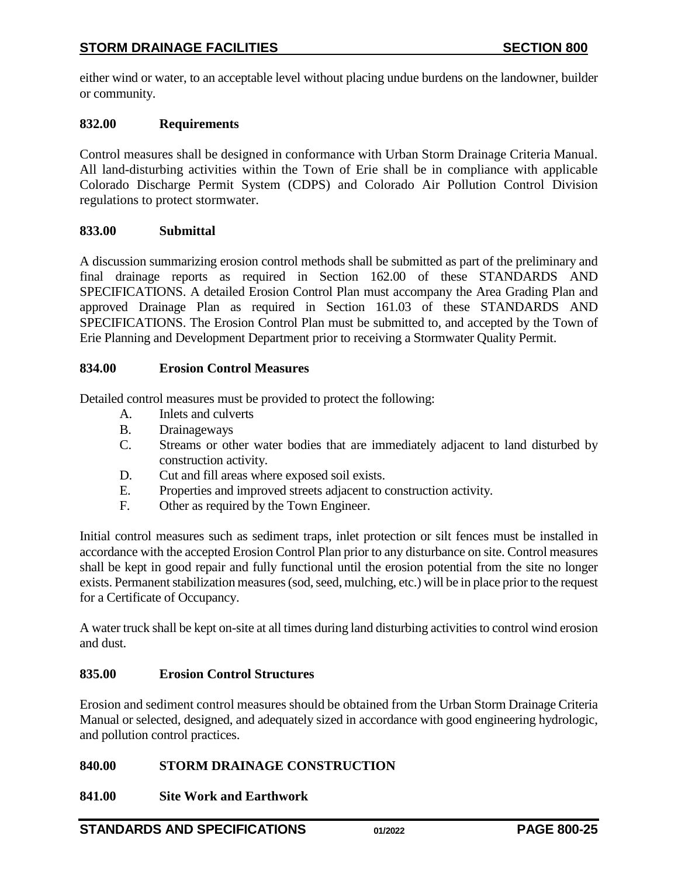either wind or water, to an acceptable level without placing undue burdens on the landowner, builder or community.

### 832.00 Requirements

Control measures shall be designed in conformance with Urban Storm Drainage Criteria Manual. All land-disturbing activities within the Town of Erie shall be in compliance with applicable Colorado Discharge Permit System (CDPS) and Colorado Air Pollution Control Division regulations to protect stormwater.

### 833.00 Submittal

A discussion summarizing erosion control methods shall be submitted as part of the preliminary and final drainage reports as required in Section 162.00 of these STANDARDS AND SPECIFICATIONS. A detailed Erosion Control Plan must accompany the Area Grading Plan and approved Drainage Plan as required in Section 161.03 of these STANDARDS AND SPECIFICATIONS. The Erosion Control Plan must be submitted to, and accepted by the Town of Erie Planning and Development Department prior to receiving a Stormwater Quality Permit.

### 834.00 Erosion Control Measures

Detailed control measures must be provided to protect the following:

A. Inlets and culverts
B. Drainageways
C. Streams or other water bodies that are immediately adjacent to land disturbed by construction activity.
D. Cut and fill areas where exposed soil exists.
E. Properties and improved streets adjacent to construction activity.
F. Other as required by the Town Engineer.

Initial control measures such as sediment traps, inlet protection or silt fences must be installed in accordance with the accepted Erosion Control Plan prior to any disturbance on site. Control measures shall be kept in good repair and fully functional until the erosion potential from the site no longer exists. Permanent stabilization measures (sod, seed, mulching, etc.) will be in place prior to the request for a Certificate of Occupancy.

A water truck shall be kept on-site at all times during land disturbing activities to control wind erosion and dust.

### 835.00 Erosion Control Structures

Erosion and sediment control measures should be obtained from the Urban Storm Drainage Criteria Manual or selected, designed, and adequately sized in accordance with good engineering hydrologic, and pollution control practices.

## 840.00 STORM DRAINAGE CONSTRUCTION

### 841.00 Site Work and Earthwork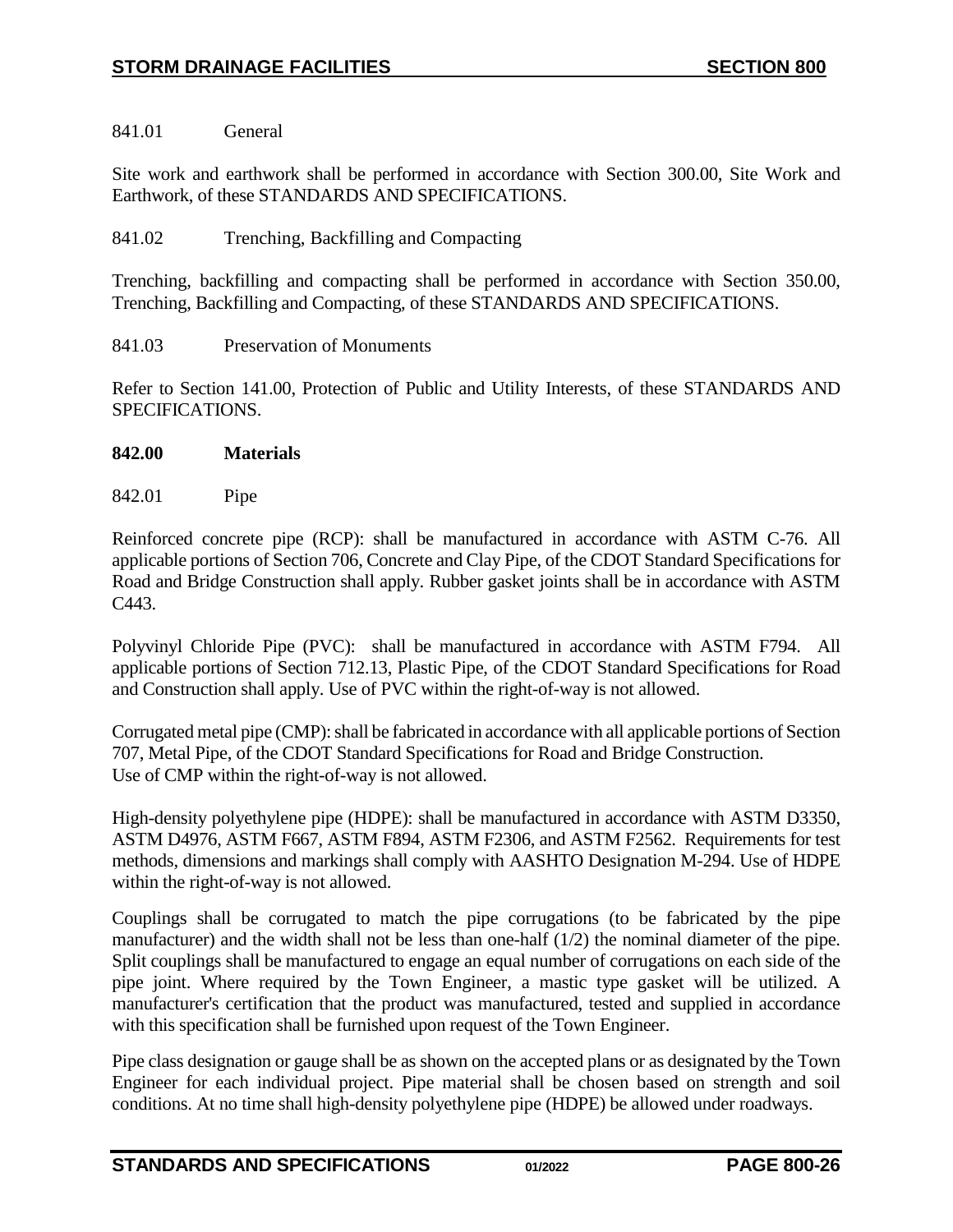841.01 General

Site work and earthwork shall be performed in accordance with Section 300.00, Site Work and Earthwork, of these STANDARDS AND SPECIFICATIONS.

841.02 Trenching, Backfilling and Compacting

Trenching, backfilling and compacting shall be performed in accordance with Section 350.00, Trenching, Backfilling and Compacting, of these STANDARDS AND SPECIFICATIONS.

841.03 Preservation of Monuments

Refer to Section 141.00, Protection of Public and Utility Interests, of these STANDARDS AND SPECIFICATIONS.

## 842.00 Materials

842.01 Pipe

Reinforced concrete pipe (RCP): shall be manufactured in accordance with ASTM C-76. All applicable portions of Section 706, Concrete and Clay Pipe, of the CDOT Standard Specifications for Road and Bridge Construction shall apply. Rubber gasket joints shall be in accordance with ASTM C443.

Polyvinyl Chloride Pipe (PVC): shall be manufactured in accordance with ASTM F794. All applicable portions of Section 712.13, Plastic Pipe, of the CDOT Standard Specifications for Road and Construction shall apply. Use of PVC within the right-of-way is not allowed.

Corrugated metal pipe (CMP): shall be fabricated in accordance with all applicable portions of Section 707, Metal Pipe, of the CDOT Standard Specifications for Road and Bridge Construction. Use of CMP within the right-of-way is not allowed.

High-density polyethylene pipe (HDPE): shall be manufactured in accordance with ASTM D3350, ASTM D4976, ASTM F667, ASTM F894, ASTM F2306, and ASTM F2562. Requirements for test methods, dimensions and markings shall comply with AASHTO Designation M-294. Use of HDPE within the right-of-way is not allowed.

Couplings shall be corrugated to match the pipe corrugations (to be fabricated by the pipe manufacturer) and the width shall not be less than one-half (1/2) the nominal diameter of the pipe. Split couplings shall be manufactured to engage an equal number of corrugations on each side of the pipe joint. Where required by the Town Engineer, a mastic type gasket will be utilized. A manufacturer's certification that the product was manufactured, tested and supplied in accordance with this specification shall be furnished upon request of the Town Engineer.

Pipe class designation or gauge shall be as shown on the accepted plans or as designated by the Town Engineer for each individual project. Pipe material shall be chosen based on strength and soil conditions. At no time shall high-density polyethylene pipe (HDPE) be allowed under roadways.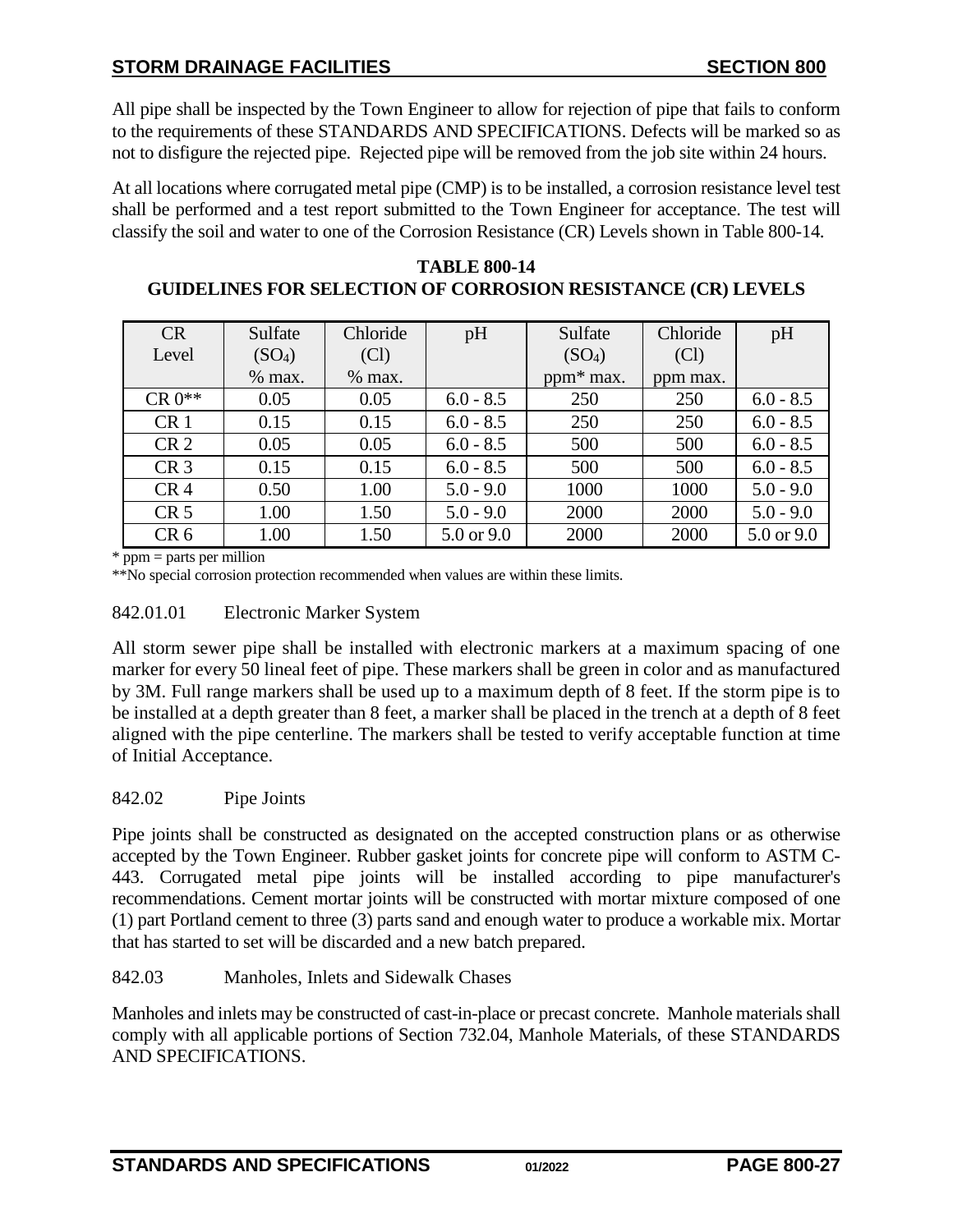All pipe shall be inspected by the Town Engineer to allow for rejection of pipe that fails to conform to the requirements of these STANDARDS AND SPECIFICATIONS. Defects will be marked so as not to disfigure the rejected pipe. Rejected pipe will be removed from the job site within 24 hours.

At all locations where corrugated metal pipe (CMP) is to be installed, a corrosion resistance level test shall be performed and a test report submitted to the Town Engineer for acceptance. The test will classify the soil and water to one of the Corrosion Resistance (CR) Levels shown in Table 800-14.

**TABLE 800-14**
**GUIDELINES FOR SELECTION OF CORROSION RESISTANCE (CR) LEVELS**

| CR Level | Sulfate ($SO_4$) % max. | Chloride (Cl) % max. | pH | Sulfate ($SO_4$) ppm* max. | Chloride (Cl) ppm max. | pH |
|---|---|---|---|---|---|---|
| CR 0** | 0.05 | 0.05 | 6.0 - 8.5 | 250 | 250 | 6.0 - 8.5 |
| CR 1 | 0.15 | 0.15 | 6.0 - 8.5 | 250 | 250 | 6.0 - 8.5 |
| CR 2 | 0.05 | 0.05 | 6.0 - 8.5 | 500 | 500 | 6.0 - 8.5 |
| CR 3 | 0.15 | 0.15 | 6.0 - 8.5 | 500 | 500 | 6.0 - 8.5 |
| CR 4 | 0.50 | 1.00 | 5.0 - 9.0 | 1000 | 1000 | 5.0 - 9.0 |
| CR 5 | 1.00 | 1.50 | 5.0 - 9.0 | 2000 | 2000 | 5.0 - 9.0 |
| CR 6 | 1.00 | 1.50 | 5.0 or 9.0 | 2000 | 2000 | 5.0 or 9.0 |

\* ppm = parts per million

**No special corrosion protection recommended when values are within these limits.

842.01.01 Electronic Marker System

All storm sewer pipe shall be installed with electronic markers at a maximum spacing of one marker for every 50 lineal feet of pipe. These markers shall be green in color and as manufactured by 3M. Full range markers shall be used up to a maximum depth of 8 feet. If the storm pipe is to be installed at a depth greater than 8 feet, a marker shall be placed in the trench at a depth of 8 feet aligned with the pipe centerline. The markers shall be tested to verify acceptable function at time of Initial Acceptance.

842.02 Pipe Joints

Pipe joints shall be constructed as designated on the accepted construction plans or as otherwise accepted by the Town Engineer. Rubber gasket joints for concrete pipe will conform to ASTM C-443. Corrugated metal pipe joints will be installed according to pipe manufacturer's recommendations. Cement mortar joints will be constructed with mortar mixture composed of one (1) part Portland cement to three (3) parts sand and enough water to produce a workable mix. Mortar that has started to set will be discarded and a new batch prepared.

842.03 Manholes, Inlets and Sidewalk Chases

Manholes and inlets may be constructed of cast-in-place or precast concrete. Manhole materials shall comply with all applicable portions of Section 732.04, Manhole Materials, of these STANDARDS AND SPECIFICATIONS.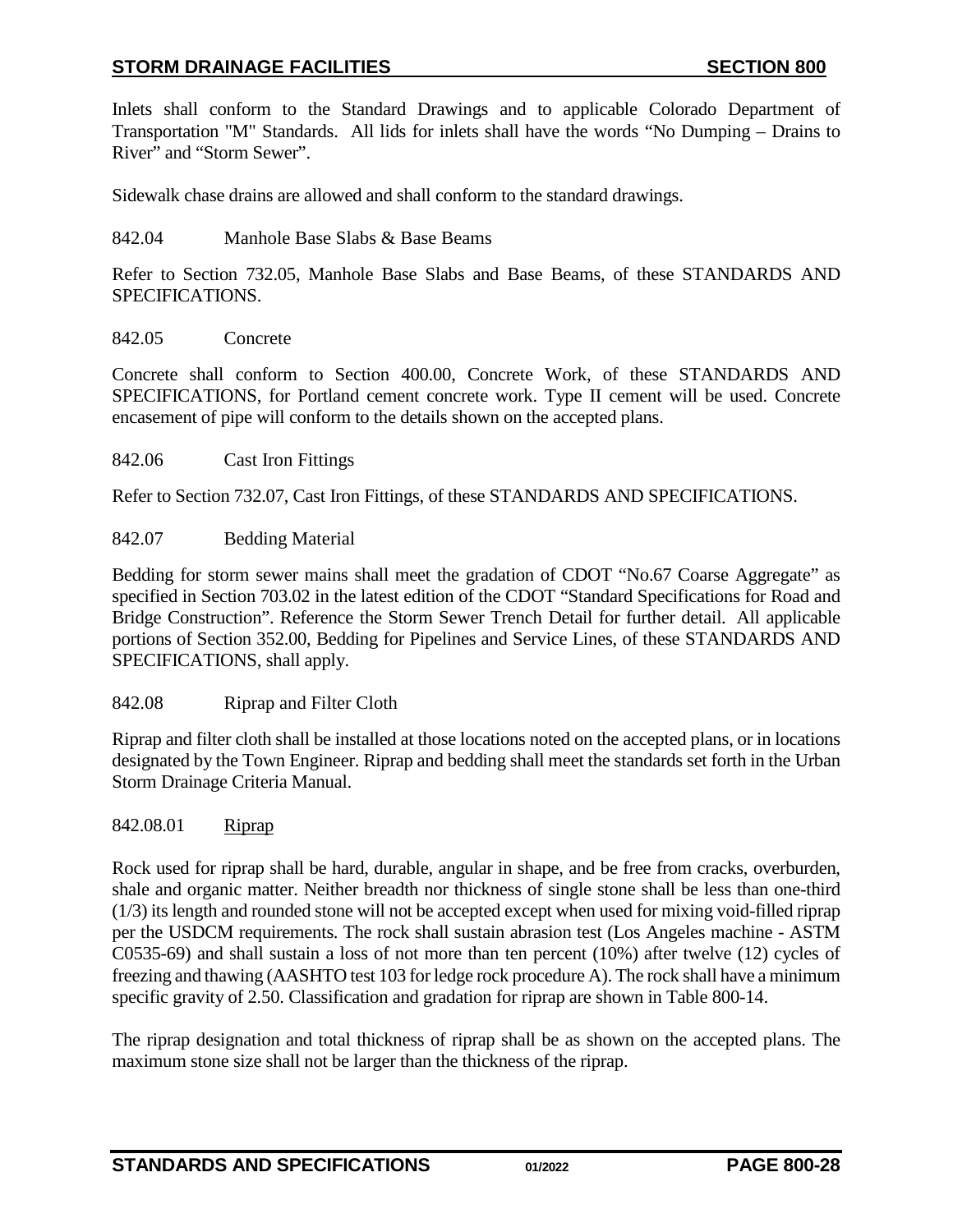Inlets shall conform to the Standard Drawings and to applicable Colorado Department of Transportation "M" Standards. All lids for inlets shall have the words "No Dumping – Drains to River" and "Storm Sewer".

Sidewalk chase drains are allowed and shall conform to the standard drawings.

842.04 Manhole Base Slabs & Base Beams

Refer to Section 732.05, Manhole Base Slabs and Base Beams, of these STANDARDS AND SPECIFICATIONS.

842.05 Concrete

Concrete shall conform to Section 400.00, Concrete Work, of these STANDARDS AND SPECIFICATIONS, for Portland cement concrete work. Type II cement will be used. Concrete encasement of pipe will conform to the details shown on the accepted plans.

842.06 Cast Iron Fittings

Refer to Section 732.07, Cast Iron Fittings, of these STANDARDS AND SPECIFICATIONS.

842.07 Bedding Material

Bedding for storm sewer mains shall meet the gradation of CDOT "No.67 Coarse Aggregate" as specified in Section 703.02 in the latest edition of the CDOT "Standard Specifications for Road and Bridge Construction". Reference the Storm Sewer Trench Detail for further detail. All applicable portions of Section 352.00, Bedding for Pipelines and Service Lines, of these STANDARDS AND SPECIFICATIONS, shall apply.

842.08 Riprap and Filter Cloth

Riprap and filter cloth shall be installed at those locations noted on the accepted plans, or in locations designated by the Town Engineer. Riprap and bedding shall meet the standards set forth in the Urban Storm Drainage Criteria Manual.

842.08.01 <u>Riprap</u>

Rock used for riprap shall be hard, durable, angular in shape, and be free from cracks, overburden, shale and organic matter. Neither breadth nor thickness of single stone shall be less than one-third (1/3) its length and rounded stone will not be accepted except when used for mixing void-filled riprap per the USDCM requirements. The rock shall sustain abrasion test (Los Angeles machine - ASTM C0535-69) and shall sustain a loss of not more than ten percent (10%) after twelve (12) cycles of freezing and thawing (AASHTO test 103 for ledge rock procedure A). The rock shall have a minimum specific gravity of 2.50. Classification and gradation for riprap are shown in Table 800-14.

The riprap designation and total thickness of riprap shall be as shown on the accepted plans. The maximum stone size shall not be larger than the thickness of the riprap.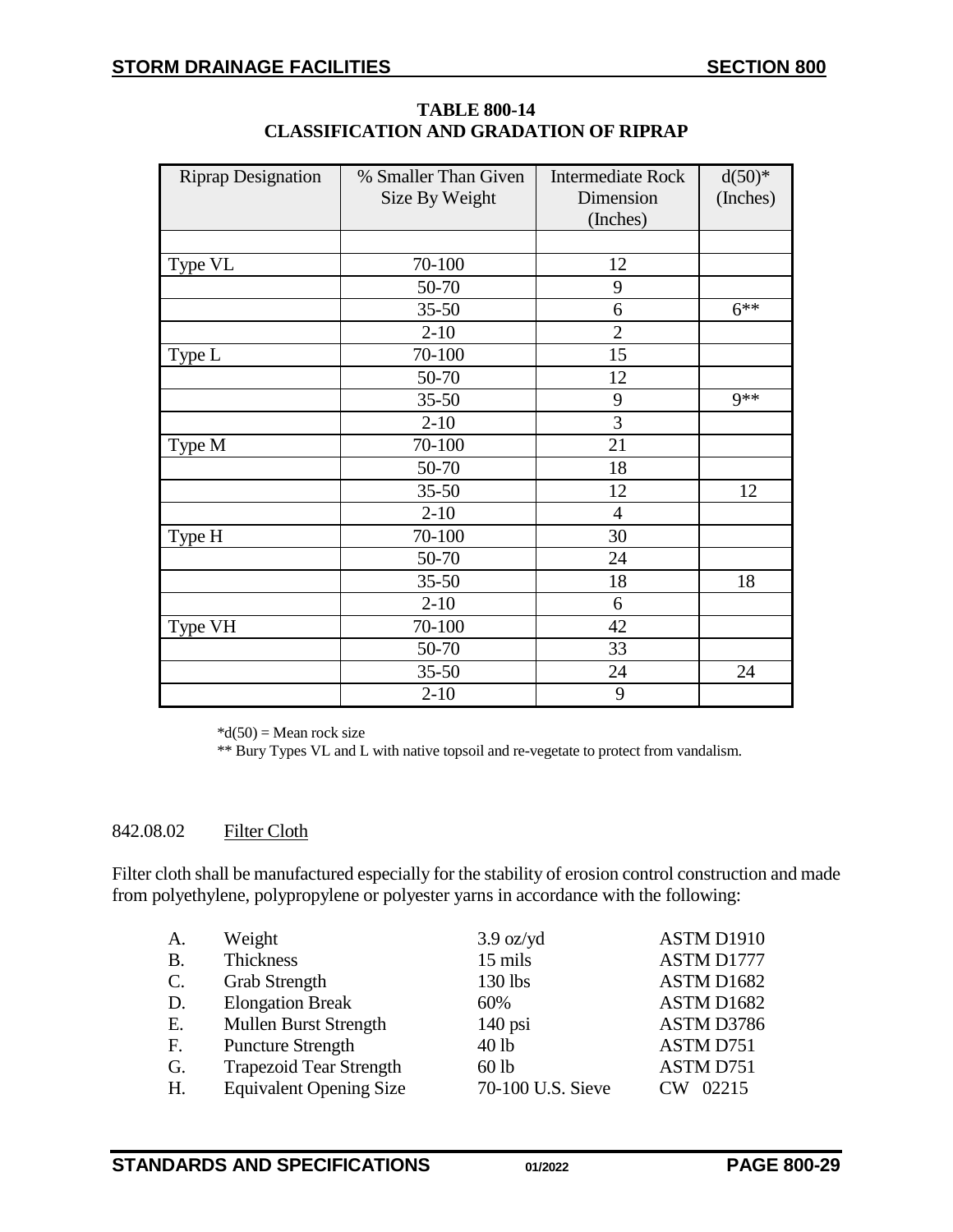**TABLE 800-14**
**CLASSIFICATION AND GRADATION OF RIPRAP**

| Riprap Designation | % Smaller Than Given Size By Weight | Intermediate Rock Dimension (Inches) | d(50)* (Inches) |
|---|---|---|---|
| | | | |
| Type VL | 70-100 | 12 | |
| | 50-70 | 9 | |
| | 35-50 | 6 | 6** |
| | 2-10 | 2 | |
| Type L | 70-100 | 15 | |
| | 50-70 | 12 | |
| | 35-50 | 9 | 9** |
| | 2-10 | 3 | |
| Type M | 70-100 | 21 | |
| | 50-70 | 18 | |
| | 35-50 | 12 | 12 |
| | 2-10 | 4 | |
| Type H | 70-100 | 30 | |
| | 50-70 | 24 | |
| | 35-50 | 18 | 18 |
| | 2-10 | 6 | |
| Type VH | 70-100 | 42 | |
| | 50-70 | 33 | |
| | 35-50 | 24 | 24 |
| | 2-10 | 9 | |

*d(50) = Mean rock size

** Bury Types VL and L with native topsoil and re-vegetate to protect from vandalism.

842.08.02 Filter Cloth

Filter cloth shall be manufactured especially for the stability of erosion control construction and made from polyethylene, polypropylene or polyester yarns in accordance with the following:

| | | | |
|---|---|---|---|
| A. | Weight | 3.9 oz/yd | ASTM D1910 |
| B. | Thickness | 15 mils | ASTM D1777 |
| C. | Grab Strength | 130 lbs | ASTM D1682 |
| D. | Elongation Break | 60% | ASTM D1682 |
| E. | Mullen Burst Strength | 140 psi | ASTM D3786 |
| F. | Puncture Strength | 40 lb | ASTM D751 |
| G. | Trapezoid Tear Strength | 60 lb | ASTM D751 |
| H. | Equivalent Opening Size | 70-100 U.S. Sieve | CW 02215 |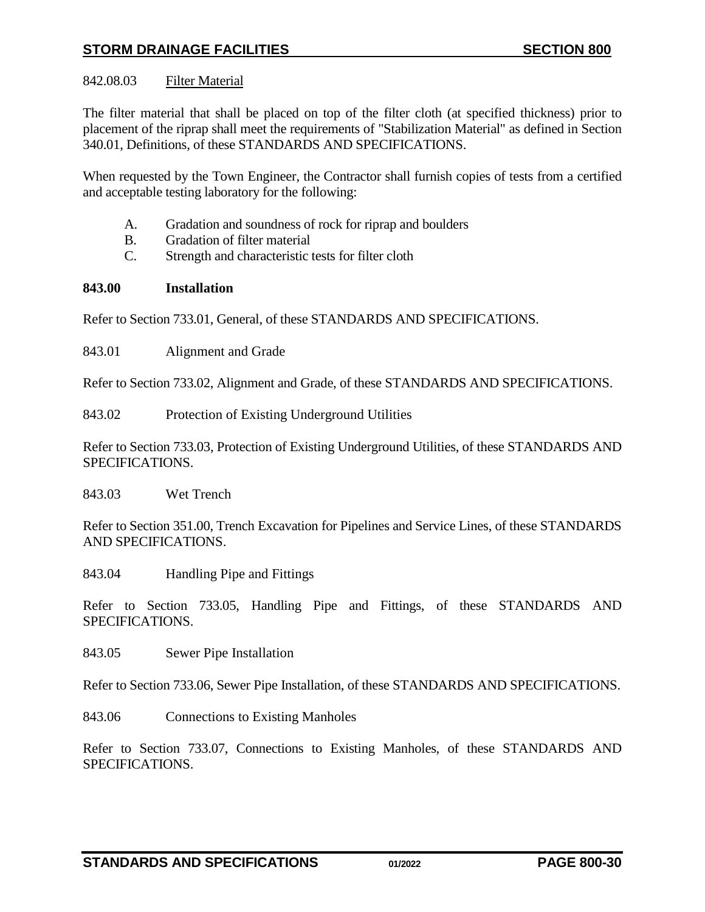842.08.03 Filter Material

The filter material that shall be placed on top of the filter cloth (at specified thickness) prior to placement of the riprap shall meet the requirements of "Stabilization Material" as defined in Section 340.01, Definitions, of these STANDARDS AND SPECIFICATIONS.

When requested by the Town Engineer, the Contractor shall furnish copies of tests from a certified and acceptable testing laboratory for the following:

A. Gradation and soundness of rock for riprap and boulders
B. Gradation of filter material
C. Strength and characteristic tests for filter cloth

**843.00 Installation**

Refer to Section 733.01, General, of these STANDARDS AND SPECIFICATIONS.

843.01 Alignment and Grade

Refer to Section 733.02, Alignment and Grade, of these STANDARDS AND SPECIFICATIONS.

843.02 Protection of Existing Underground Utilities

Refer to Section 733.03, Protection of Existing Underground Utilities, of these STANDARDS AND SPECIFICATIONS.

843.03 Wet Trench

Refer to Section 351.00, Trench Excavation for Pipelines and Service Lines, of these STANDARDS AND SPECIFICATIONS.

843.04 Handling Pipe and Fittings

Refer to Section 733.05, Handling Pipe and Fittings, of these STANDARDS AND SPECIFICATIONS.

843.05 Sewer Pipe Installation

Refer to Section 733.06, Sewer Pipe Installation, of these STANDARDS AND SPECIFICATIONS.

843.06 Connections to Existing Manholes

Refer to Section 733.07, Connections to Existing Manholes, of these STANDARDS AND SPECIFICATIONS.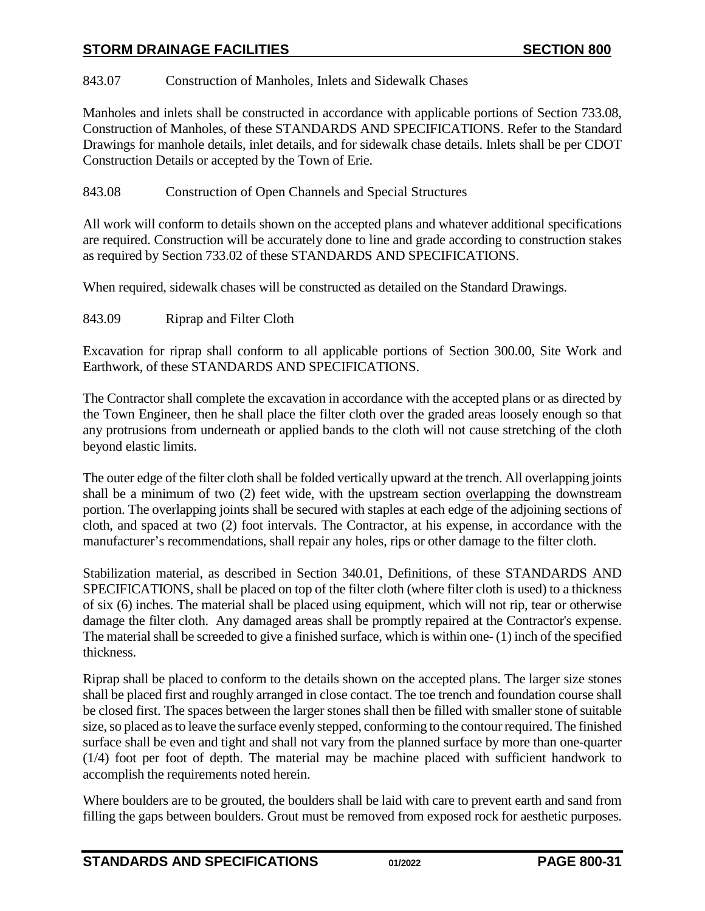843.07 Construction of Manholes, Inlets and Sidewalk Chases

Manholes and inlets shall be constructed in accordance with applicable portions of Section 733.08, Construction of Manholes, of these STANDARDS AND SPECIFICATIONS. Refer to the Standard Drawings for manhole details, inlet details, and for sidewalk chase details. Inlets shall be per CDOT Construction Details or accepted by the Town of Erie.

843.08 Construction of Open Channels and Special Structures

All work will conform to details shown on the accepted plans and whatever additional specifications are required. Construction will be accurately done to line and grade according to construction stakes as required by Section 733.02 of these STANDARDS AND SPECIFICATIONS.

When required, sidewalk chases will be constructed as detailed on the Standard Drawings.

843.09 Riprap and Filter Cloth

Excavation for riprap shall conform to all applicable portions of Section 300.00, Site Work and Earthwork, of these STANDARDS AND SPECIFICATIONS.

The Contractor shall complete the excavation in accordance with the accepted plans or as directed by the Town Engineer, then he shall place the filter cloth over the graded areas loosely enough so that any protrusions from underneath or applied bands to the cloth will not cause stretching of the cloth beyond elastic limits.

The outer edge of the filter cloth shall be folded vertically upward at the trench. All overlapping joints shall be a minimum of two (2) feet wide, with the upstream section <u>overlapping</u> the downstream portion. The overlapping joints shall be secured with staples at each edge of the adjoining sections of cloth, and spaced at two (2) foot intervals. The Contractor, at his expense, in accordance with the manufacturer's recommendations, shall repair any holes, rips or other damage to the filter cloth.

Stabilization material, as described in Section 340.01, Definitions, of these STANDARDS AND SPECIFICATIONS, shall be placed on top of the filter cloth (where filter cloth is used) to a thickness of six (6) inches. The material shall be placed using equipment, which will not rip, tear or otherwise damage the filter cloth. Any damaged areas shall be promptly repaired at the Contractor's expense. The material shall be screeded to give a finished surface, which is within one- (1) inch of the specified thickness.

Riprap shall be placed to conform to the details shown on the accepted plans. The larger size stones shall be placed first and roughly arranged in close contact. The toe trench and foundation course shall be closed first. The spaces between the larger stones shall then be filled with smaller stone of suitable size, so placed as to leave the surface evenly stepped, conforming to the contour required. The finished surface shall be even and tight and shall not vary from the planned surface by more than one-quarter (1/4) foot per foot of depth. The material may be machine placed with sufficient handwork to accomplish the requirements noted herein.

Where boulders are to be grouted, the boulders shall be laid with care to prevent earth and sand from filling the gaps between boulders. Grout must be removed from exposed rock for aesthetic purposes.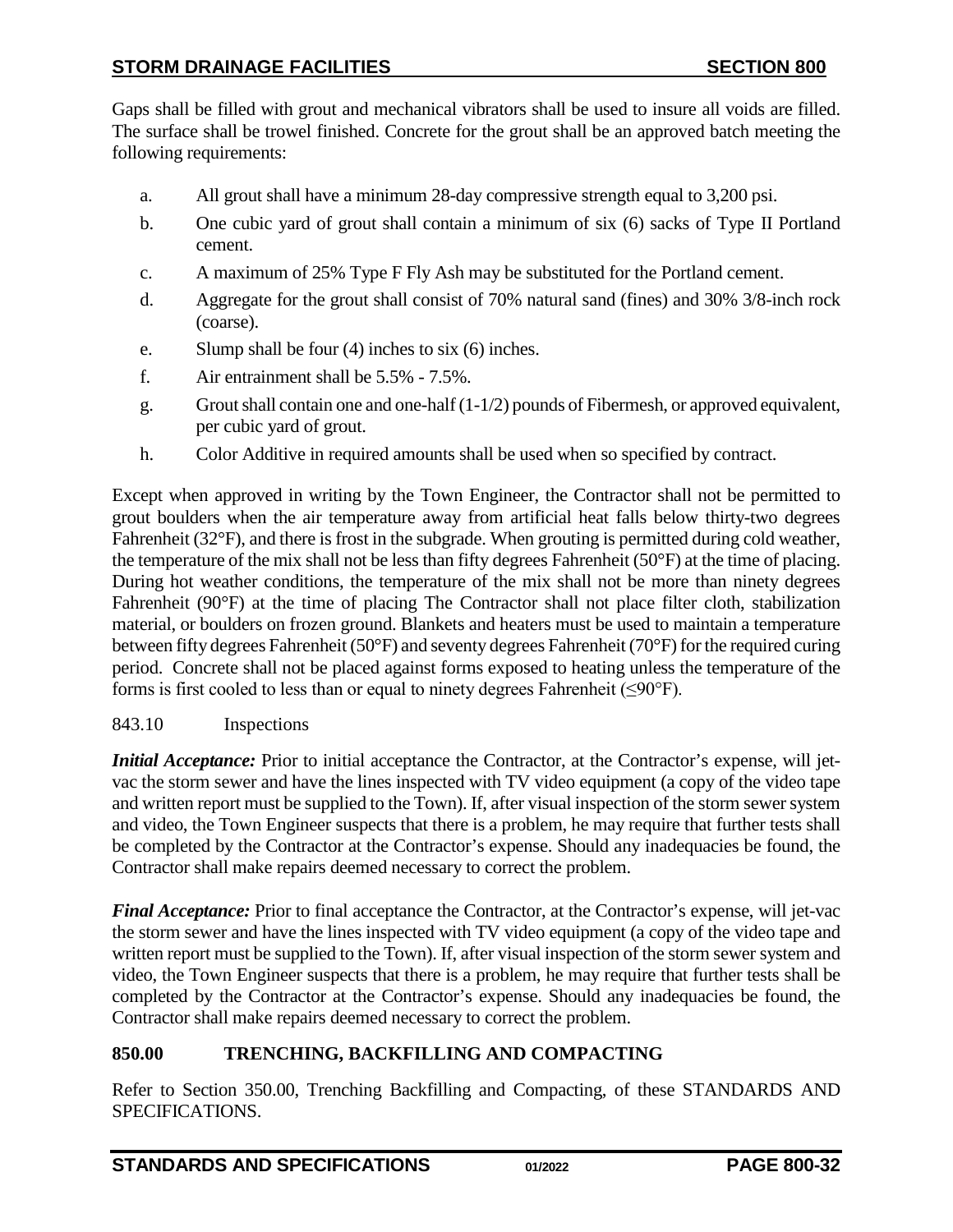Gaps shall be filled with grout and mechanical vibrators shall be used to insure all voids are filled. The surface shall be trowel finished. Concrete for the grout shall be an approved batch meeting the following requirements:

a. All grout shall have a minimum 28-day compressive strength equal to 3,200 psi.

b. One cubic yard of grout shall contain a minimum of six (6) sacks of Type II Portland cement.

c. A maximum of 25% Type F Fly Ash may be substituted for the Portland cement.

d. Aggregate for the grout shall consist of 70% natural sand (fines) and 30% 3/8-inch rock (coarse).

e. Slump shall be four (4) inches to six (6) inches.

f. Air entrainment shall be 5.5% - 7.5%.

g. Grout shall contain one and one-half (1-1/2) pounds of Fibermesh, or approved equivalent, per cubic yard of grout.

h. Color Additive in required amounts shall be used when so specified by contract.

Except when approved in writing by the Town Engineer, the Contractor shall not be permitted to grout boulders when the air temperature away from artificial heat falls below thirty-two degrees Fahrenheit (32°F), and there is frost in the subgrade. When grouting is permitted during cold weather, the temperature of the mix shall not be less than fifty degrees Fahrenheit (50°F) at the time of placing. During hot weather conditions, the temperature of the mix shall not be more than ninety degrees Fahrenheit (90°F) at the time of placing The Contractor shall not place filter cloth, stabilization material, or boulders on frozen ground. Blankets and heaters must be used to maintain a temperature between fifty degrees Fahrenheit (50°F) and seventy degrees Fahrenheit (70°F) for the required curing period. Concrete shall not be placed against forms exposed to heating unless the temperature of the forms is first cooled to less than or equal to ninety degrees Fahrenheit (≤90°F).

843.10 Inspections

***Initial Acceptance:*** Prior to initial acceptance the Contractor, at the Contractor's expense, will jet-vac the storm sewer and have the lines inspected with TV video equipment (a copy of the video tape and written report must be supplied to the Town). If, after visual inspection of the storm sewer system and video, the Town Engineer suspects that there is a problem, he may require that further tests shall be completed by the Contractor at the Contractor's expense. Should any inadequacies be found, the Contractor shall make repairs deemed necessary to correct the problem.

***Final Acceptance:*** Prior to final acceptance the Contractor, at the Contractor's expense, will jet-vac the storm sewer and have the lines inspected with TV video equipment (a copy of the video tape and written report must be supplied to the Town). If, after visual inspection of the storm sewer system and video, the Town Engineer suspects that there is a problem, he may require that further tests shall be completed by the Contractor at the Contractor's expense. Should any inadequacies be found, the Contractor shall make repairs deemed necessary to correct the problem.

## 850.00 TRENCHING, BACKFILLING AND COMPACTING

Refer to Section 350.00, Trenching Backfilling and Compacting, of these STANDARDS AND SPECIFICATIONS.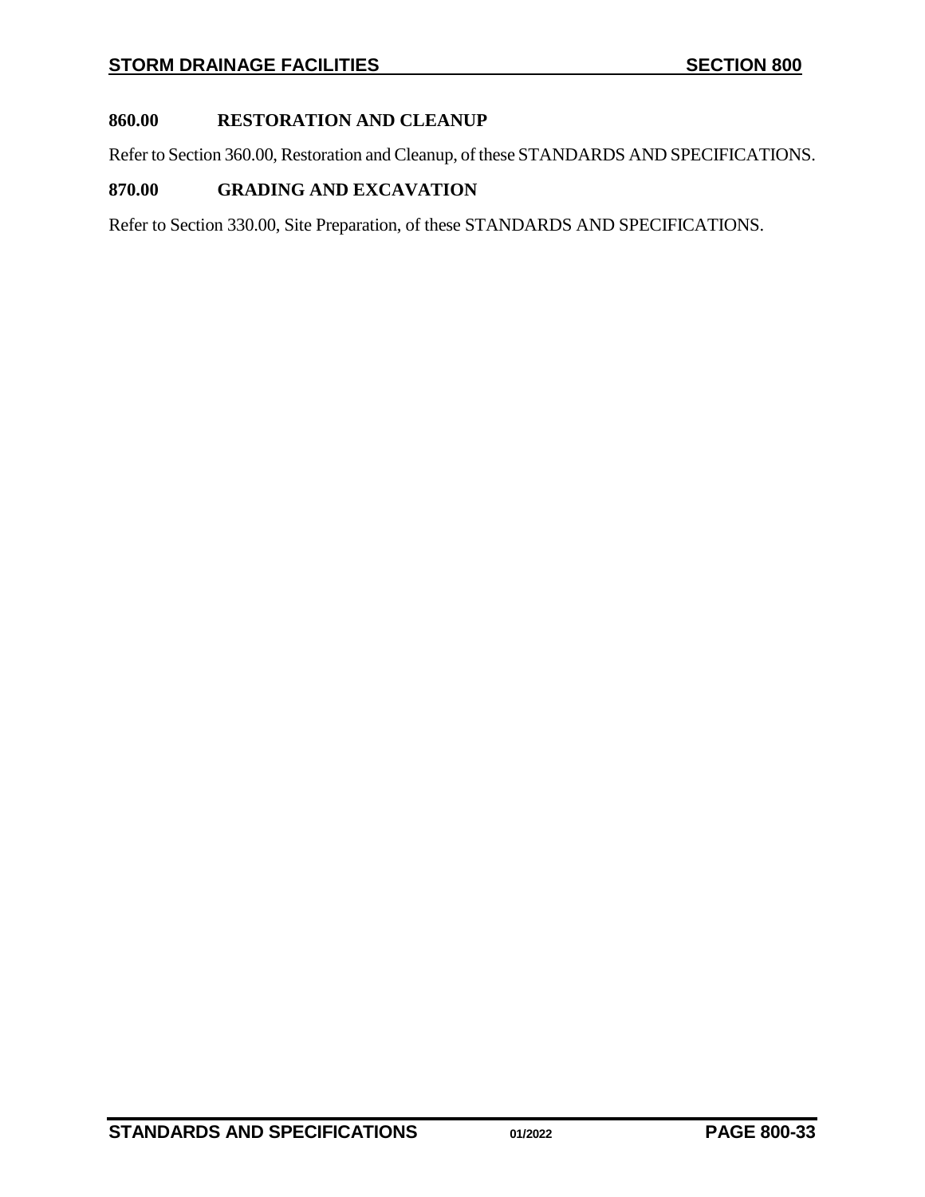## 860.00 RESTORATION AND CLEANUP

Refer to Section 360.00, Restoration and Cleanup, of these STANDARDS AND SPECIFICATIONS.

## 870.00 GRADING AND EXCAVATION

Refer to Section 330.00, Site Preparation, of these STANDARDS AND SPECIFICATIONS.